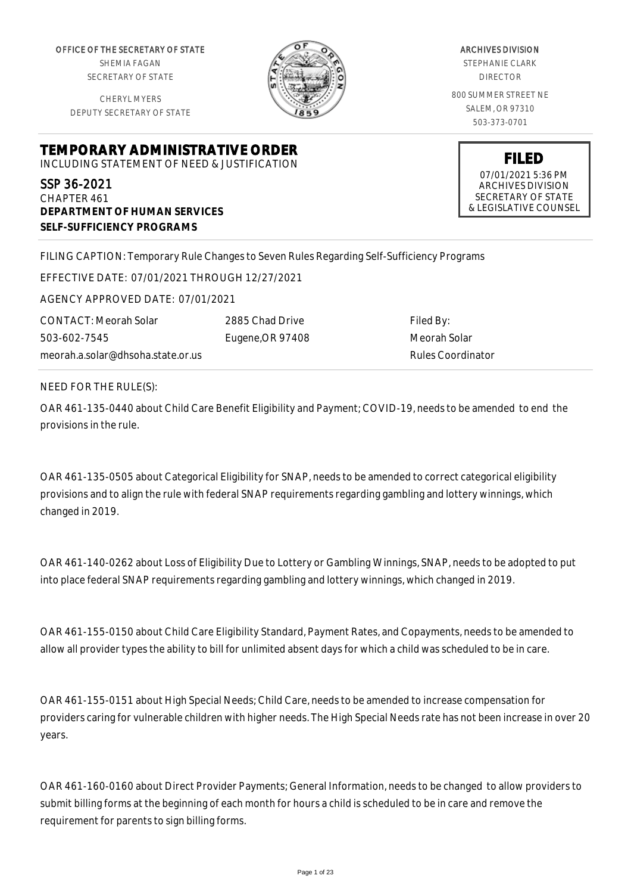OFFICE OF THE SECRETARY OF STATE
SHEMIA FAGAN
SECRETARY OF STATE

CHERYL MYERS
DEPUTY SECRETARY OF STATE

ARCHIVES DIVISION
STEPHANIE CLARK
DIRECTOR

800 SUMMER STREET NE
SALEM, OR 97310
503-373-0701

**FILED**
07/01/2021 5:36 PM
ARCHIVES DIVISION
SECRETARY OF STATE
& LEGISLATIVE COUNSEL

# TEMPORARY ADMINISTRATIVE ORDER

INCLUDING STATEMENT OF NEED & JUSTIFICATION

SSP 36-2021
CHAPTER 461
**DEPARTMENT OF HUMAN SERVICES**
**SELF-SUFFICIENCY PROGRAMS**

FILING CAPTION: Temporary Rule Changes to Seven Rules Regarding Self-Sufficiency Programs

EFFECTIVE DATE: 07/01/2021 THROUGH 12/27/2021

AGENCY APPROVED DATE: 07/01/2021

| CONTACT: Meorah Solar | 2885 Chad Drive | Filed By: |
|---|---|---|
| 503-602-7545 | Eugene,OR 97408 | Meorah Solar |
| meorah.a.solar@dhsoha.state.or.us | | Rules Coordinator |

NEED FOR THE RULE(S):

OAR 461-135-0440 about Child Care Benefit Eligibility and Payment; COVID-19, needs to be amended to end the provisions in the rule.

OAR 461-135-0505 about Categorical Eligibility for SNAP, needs to be amended to correct categorical eligibility provisions and to align the rule with federal SNAP requirements regarding gambling and lottery winnings, which changed in 2019.

OAR 461-140-0262 about Loss of Eligibility Due to Lottery or Gambling Winnings, SNAP, needs to be adopted to put into place federal SNAP requirements regarding gambling and lottery winnings, which changed in 2019.

OAR 461-155-0150 about Child Care Eligibility Standard, Payment Rates, and Copayments, needs to be amended to allow all provider types the ability to bill for unlimited absent days for which a child was scheduled to be in care.

OAR 461-155-0151 about High Special Needs; Child Care, needs to be amended to increase compensation for providers caring for vulnerable children with higher needs. The High Special Needs rate has not been increase in over 20 years.

OAR 461-160-0160 about Direct Provider Payments; General Information, needs to be changed to allow providers to submit billing forms at the beginning of each month for hours a child is scheduled to be in care and remove the requirement for parents to sign billing forms.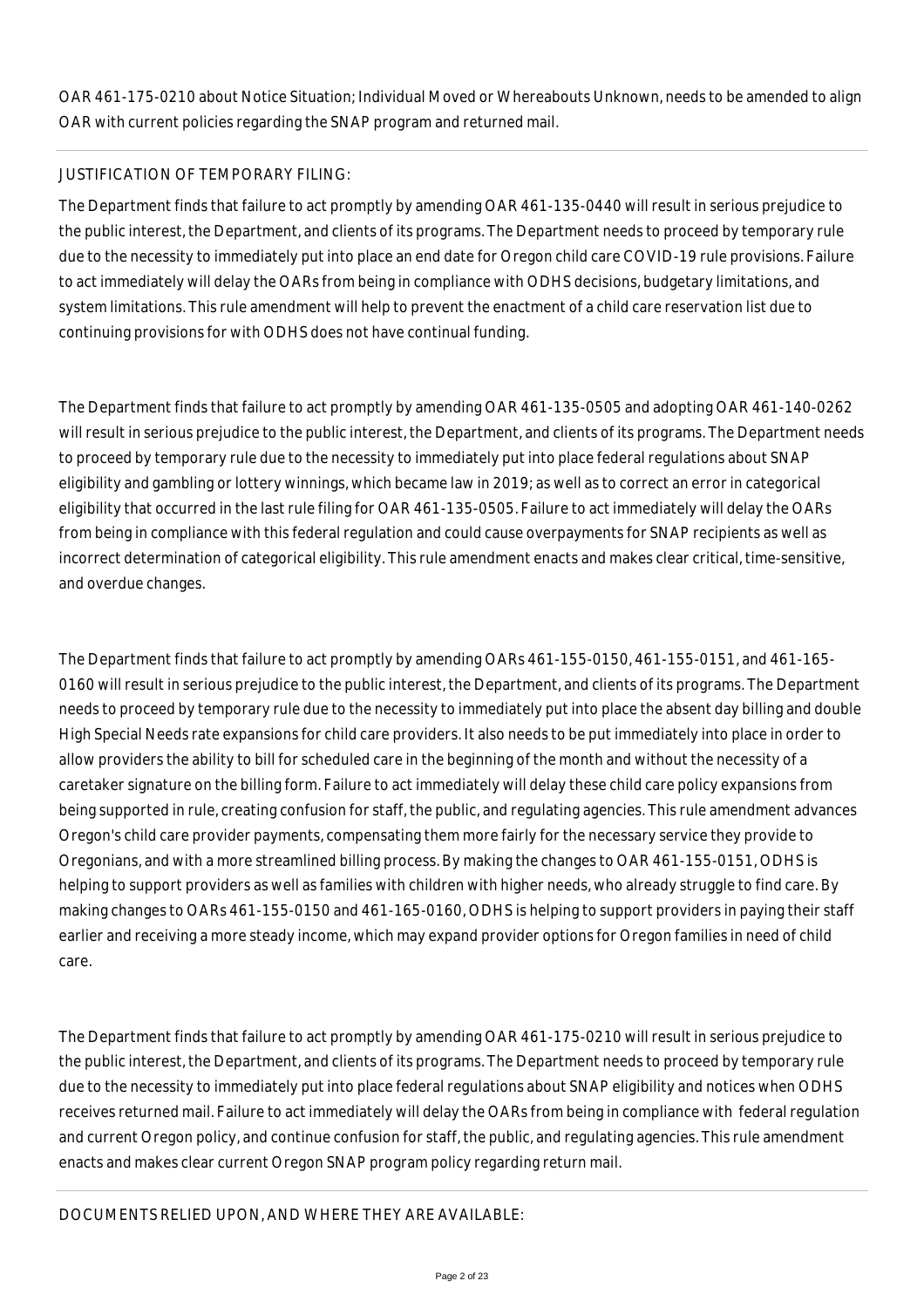OAR 461-175-0210 about Notice Situation; Individual Moved or Whereabouts Unknown, needs to be amended to align OAR with current policies regarding the SNAP program and returned mail.

JUSTIFICATION OF TEMPORARY FILING:

The Department finds that failure to act promptly by amending OAR 461-135-0440 will result in serious prejudice to the public interest, the Department, and clients of its programs. The Department needs to proceed by temporary rule due to the necessity to immediately put into place an end date for Oregon child care COVID-19 rule provisions. Failure to act immediately will delay the OARs from being in compliance with ODHS decisions, budgetary limitations, and system limitations. This rule amendment will help to prevent the enactment of a child care reservation list due to continuing provisions for with ODHS does not have continual funding.

The Department finds that failure to act promptly by amending OAR 461-135-0505 and adopting OAR 461-140-0262 will result in serious prejudice to the public interest, the Department, and clients of its programs. The Department needs to proceed by temporary rule due to the necessity to immediately put into place federal regulations about SNAP eligibility and gambling or lottery winnings, which became law in 2019; as well as to correct an error in categorical eligibility that occurred in the last rule filing for OAR 461-135-0505. Failure to act immediately will delay the OARs from being in compliance with this federal regulation and could cause overpayments for SNAP recipients as well as incorrect determination of categorical eligibility. This rule amendment enacts and makes clear critical, time-sensitive, and overdue changes.

The Department finds that failure to act promptly by amending OARs 461-155-0150, 461-155-0151, and 461-165-0160 will result in serious prejudice to the public interest, the Department, and clients of its programs. The Department needs to proceed by temporary rule due to the necessity to immediately put into place the absent day billing and double High Special Needs rate expansions for child care providers. It also needs to be put immediately into place in order to allow providers the ability to bill for scheduled care in the beginning of the month and without the necessity of a caretaker signature on the billing form. Failure to act immediately will delay these child care policy expansions from being supported in rule, creating confusion for staff, the public, and regulating agencies. This rule amendment advances Oregon's child care provider payments, compensating them more fairly for the necessary service they provide to Oregonians, and with a more streamlined billing process. By making the changes to OAR 461-155-0151, ODHS is helping to support providers as well as families with children with higher needs, who already struggle to find care. By making changes to OARs 461-155-0150 and 461-165-0160, ODHS is helping to support providers in paying their staff earlier and receiving a more steady income, which may expand provider options for Oregon families in need of child care.

The Department finds that failure to act promptly by amending OAR 461-175-0210 will result in serious prejudice to the public interest, the Department, and clients of its programs. The Department needs to proceed by temporary rule due to the necessity to immediately put into place federal regulations about SNAP eligibility and notices when ODHS receives returned mail. Failure to act immediately will delay the OARs from being in compliance with federal regulation and current Oregon policy, and continue confusion for staff, the public, and regulating agencies. This rule amendment enacts and makes clear current Oregon SNAP program policy regarding return mail.

DOCUMENTS RELIED UPON, AND WHERE THEY ARE AVAILABLE: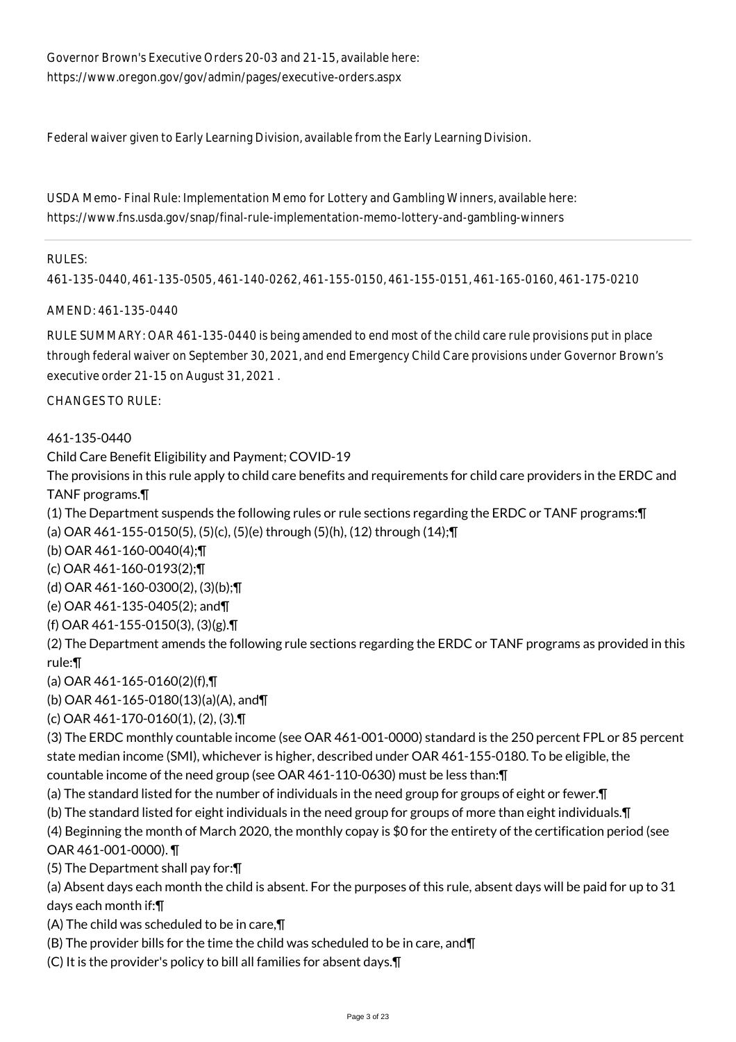Governor Brown's Executive Orders 20-03 and 21-15, available here: https://www.oregon.gov/gov/admin/pages/executive-orders.aspx

Federal waiver given to Early Learning Division, available from the Early Learning Division.

USDA Memo- Final Rule: Implementation Memo for Lottery and Gambling Winners, available here: https://www.fns.usda.gov/snap/final-rule-implementation-memo-lottery-and-gambling-winners

---

RULES:

461-135-0440, 461-135-0505, 461-140-0262, 461-155-0150, 461-155-0151, 461-165-0160, 461-175-0210

AMEND: 461-135-0440

RULE SUMMARY: OAR 461-135-0440 is being amended to end most of the child care rule provisions put in place through federal waiver on September 30, 2021, and end Emergency Child Care provisions under Governor Brown's executive order 21-15 on August 31, 2021 .

CHANGES TO RULE:

461-135-0440

Child Care Benefit Eligibility and Payment; COVID-19

The provisions in this rule apply to child care benefits and requirements for child care providers in the ERDC and TANF programs.¶

(1) The Department suspends the following rules or rule sections regarding the ERDC or TANF programs:¶

(a) OAR 461-155-0150(5), (5)(c), (5)(e) through (5)(h), (12) through (14);¶

(b) OAR 461-160-0040(4);¶

(c) OAR 461-160-0193(2);¶

(d) OAR 461-160-0300(2), (3)(b);¶

(e) OAR 461-135-0405(2); and¶

(f) OAR 461-155-0150(3), (3)(g).¶

(2) The Department amends the following rule sections regarding the ERDC or TANF programs as provided in this rule:¶

(a) OAR 461-165-0160(2)(f),¶

(b) OAR 461-165-0180(13)(a)(A), and¶

(c) OAR 461-170-0160(1), (2), (3).¶

(3) The ERDC monthly countable income (see OAR 461-001-0000) standard is the 250 percent FPL or 85 percent state median income (SMI), whichever is higher, described under OAR 461-155-0180. To be eligible, the countable income of the need group (see OAR 461-110-0630) must be less than:¶

(a) The standard listed for the number of individuals in the need group for groups of eight or fewer.¶

(b) The standard listed for eight individuals in the need group for groups of more than eight individuals.¶

(4) Beginning the month of March 2020, the monthly copay is $0 for the entirety of the certification period (see OAR 461-001-0000). ¶

(5) The Department shall pay for:¶

(a) Absent days each month the child is absent. For the purposes of this rule, absent days will be paid for up to 31 days each month if:¶

(A) The child was scheduled to be in care,¶

(B) The provider bills for the time the child was scheduled to be in care, and¶

(C) It is the provider's policy to bill all families for absent days.¶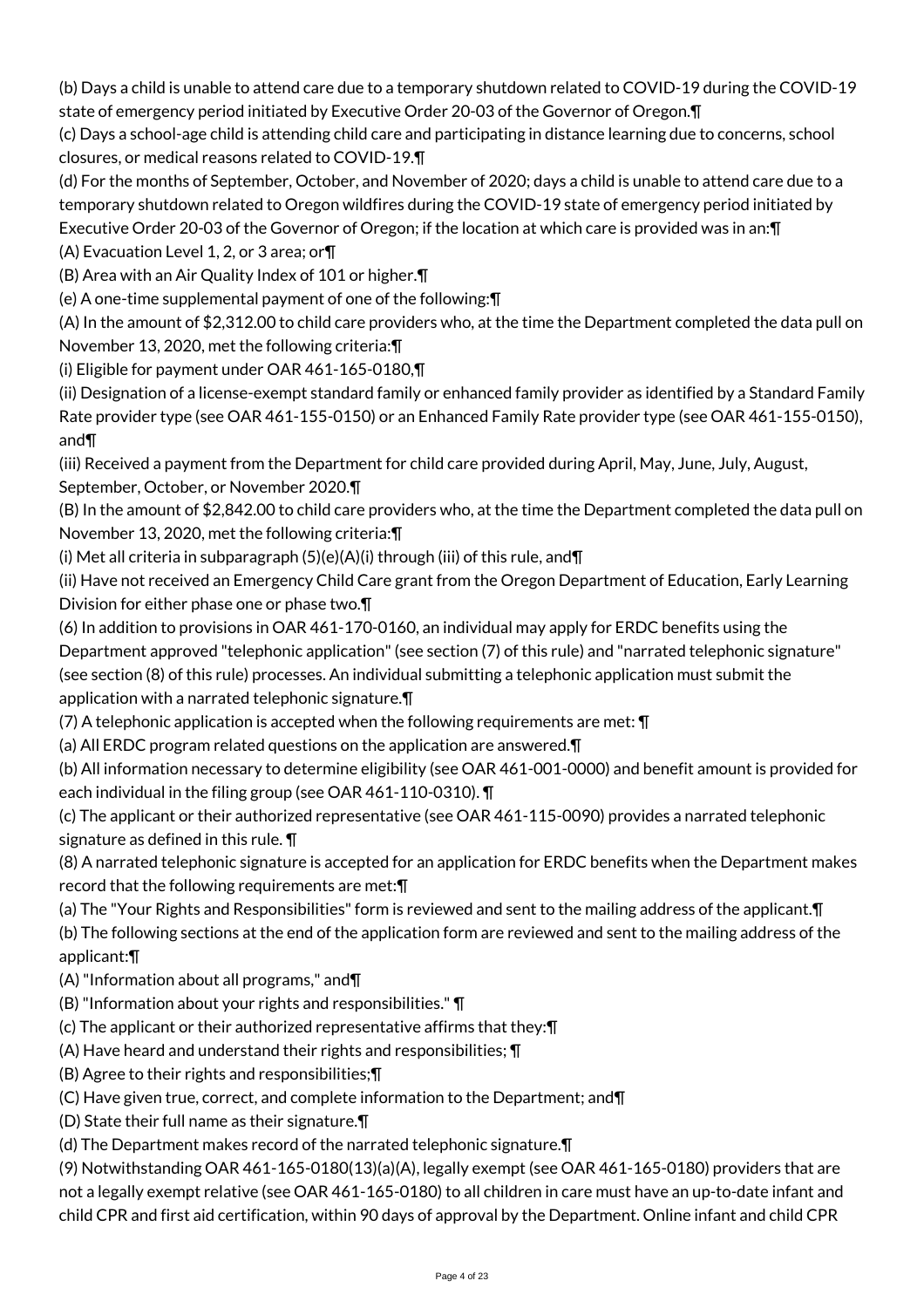(b) Days a child is unable to attend care due to a temporary shutdown related to COVID-19 during the COVID-19 state of emergency period initiated by Executive Order 20-03 of the Governor of Oregon.¶

(c) Days a school-age child is attending child care and participating in distance learning due to concerns, school closures, or medical reasons related to COVID-19.¶

(d) For the months of September, October, and November of 2020; days a child is unable to attend care due to a temporary shutdown related to Oregon wildfires during the COVID-19 state of emergency period initiated by Executive Order 20-03 of the Governor of Oregon; if the location at which care is provided was in an:¶

(A) Evacuation Level 1, 2, or 3 area; or¶

(B) Area with an Air Quality Index of 101 or higher.¶

(e) A one-time supplemental payment of one of the following:¶

(A) In the amount of $2,312.00 to child care providers who, at the time the Department completed the data pull on November 13, 2020, met the following criteria:¶

(i) Eligible for payment under OAR 461-165-0180,¶

(ii) Designation of a license-exempt standard family or enhanced family provider as identified by a Standard Family Rate provider type (see OAR 461-155-0150) or an Enhanced Family Rate provider type (see OAR 461-155-0150), and¶

(iii) Received a payment from the Department for child care provided during April, May, June, July, August, September, October, or November 2020.¶

(B) In the amount of $2,842.00 to child care providers who, at the time the Department completed the data pull on November 13, 2020, met the following criteria:¶

(i) Met all criteria in subparagraph (5)(e)(A)(i) through (iii) of this rule, and¶

(ii) Have not received an Emergency Child Care grant from the Oregon Department of Education, Early Learning Division for either phase one or phase two.¶

(6) In addition to provisions in OAR 461-170-0160, an individual may apply for ERDC benefits using the Department approved "telephonic application" (see section (7) of this rule) and "narrated telephonic signature" (see section (8) of this rule) processes. An individual submitting a telephonic application must submit the application with a narrated telephonic signature.¶

(7) A telephonic application is accepted when the following requirements are met: ¶

(a) All ERDC program related questions on the application are answered.¶

(b) All information necessary to determine eligibility (see OAR 461-001-0000) and benefit amount is provided for each individual in the filing group (see OAR 461-110-0310). ¶

(c) The applicant or their authorized representative (see OAR 461-115-0090) provides a narrated telephonic signature as defined in this rule. ¶

(8) A narrated telephonic signature is accepted for an application for ERDC benefits when the Department makes record that the following requirements are met:¶

(a) The "Your Rights and Responsibilities" form is reviewed and sent to the mailing address of the applicant.¶

(b) The following sections at the end of the application form are reviewed and sent to the mailing address of the applicant:¶

(A) "Information about all programs," and¶

(B) "Information about your rights and responsibilities." ¶

(c) The applicant or their authorized representative affirms that they:¶

(A) Have heard and understand their rights and responsibilities; ¶

(B) Agree to their rights and responsibilities;¶

(C) Have given true, correct, and complete information to the Department; and¶

(D) State their full name as their signature.¶

(d) The Department makes record of the narrated telephonic signature.¶

(9) Notwithstanding OAR 461-165-0180(13)(a)(A), legally exempt (see OAR 461-165-0180) providers that are not a legally exempt relative (see OAR 461-165-0180) to all children in care must have an up-to-date infant and child CPR and first aid certification, within 90 days of approval by the Department. Online infant and child CPR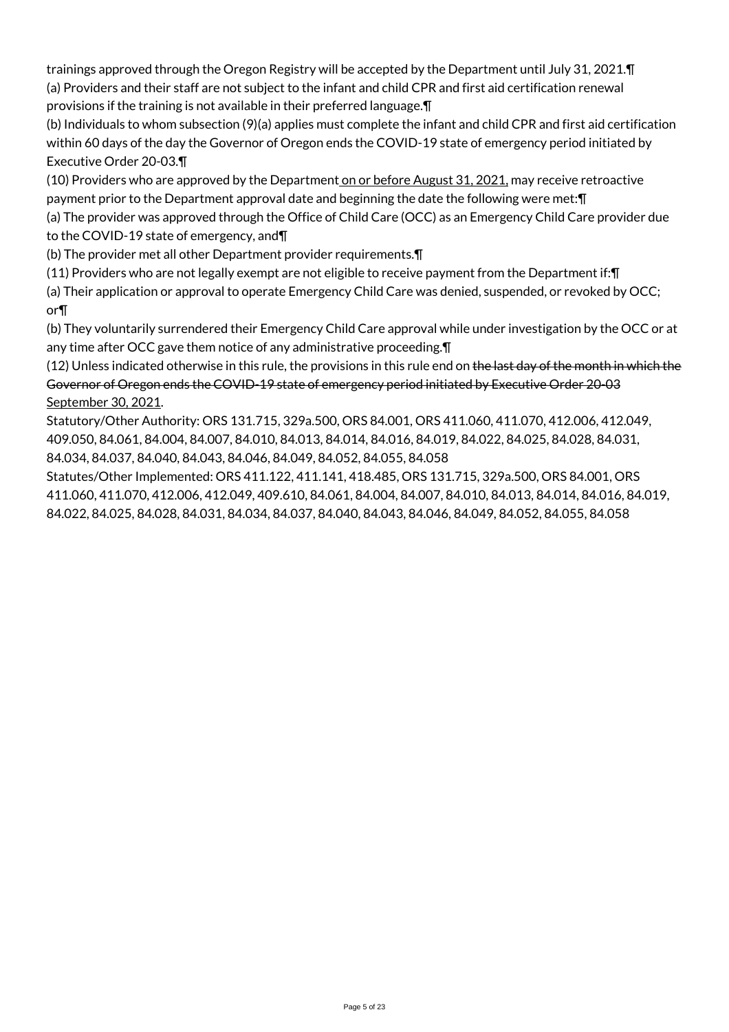trainings approved through the Oregon Registry will be accepted by the Department until July 31, 2021.¶
(a) Providers and their staff are not subject to the infant and child CPR and first aid certification renewal provisions if the training is not available in their preferred language.¶
(b) Individuals to whom subsection (9)(a) applies must complete the infant and child CPR and first aid certification within 60 days of the day the Governor of Oregon ends the COVID-19 state of emergency period initiated by Executive Order 20-03.¶
(10) Providers who are approved by the Department on or before August 31, 2021, may receive retroactive payment prior to the Department approval date and beginning the date the following were met:¶
(a) The provider was approved through the Office of Child Care (OCC) as an Emergency Child Care provider due to the COVID-19 state of emergency, and¶
(b) The provider met all other Department provider requirements.¶
(11) Providers who are not legally exempt are not eligible to receive payment from the Department if:¶
(a) Their application or approval to operate Emergency Child Care was denied, suspended, or revoked by OCC; or¶
(b) They voluntarily surrendered their Emergency Child Care approval while under investigation by the OCC or at any time after OCC gave them notice of any administrative proceeding.¶
(12) Unless indicated otherwise in this rule, the provisions in this rule end on ~~the last day of the month in which the Governor of Oregon ends the COVID-19 state of emergency period initiated by Executive Order 20-03~~ September 30, 2021.
Statutory/Other Authority: ORS 131.715, 329a.500, ORS 84.001, ORS 411.060, 411.070, 412.006, 412.049, 409.050, 84.061, 84.004, 84.007, 84.010, 84.013, 84.014, 84.016, 84.019, 84.022, 84.025, 84.028, 84.031, 84.034, 84.037, 84.040, 84.043, 84.046, 84.049, 84.052, 84.055, 84.058
Statutes/Other Implemented: ORS 411.122, 411.141, 418.485, ORS 131.715, 329a.500, ORS 84.001, ORS 411.060, 411.070, 412.006, 412.049, 409.610, 84.061, 84.004, 84.007, 84.010, 84.013, 84.014, 84.016, 84.019, 84.022, 84.025, 84.028, 84.031, 84.034, 84.037, 84.040, 84.043, 84.046, 84.049, 84.052, 84.055, 84.058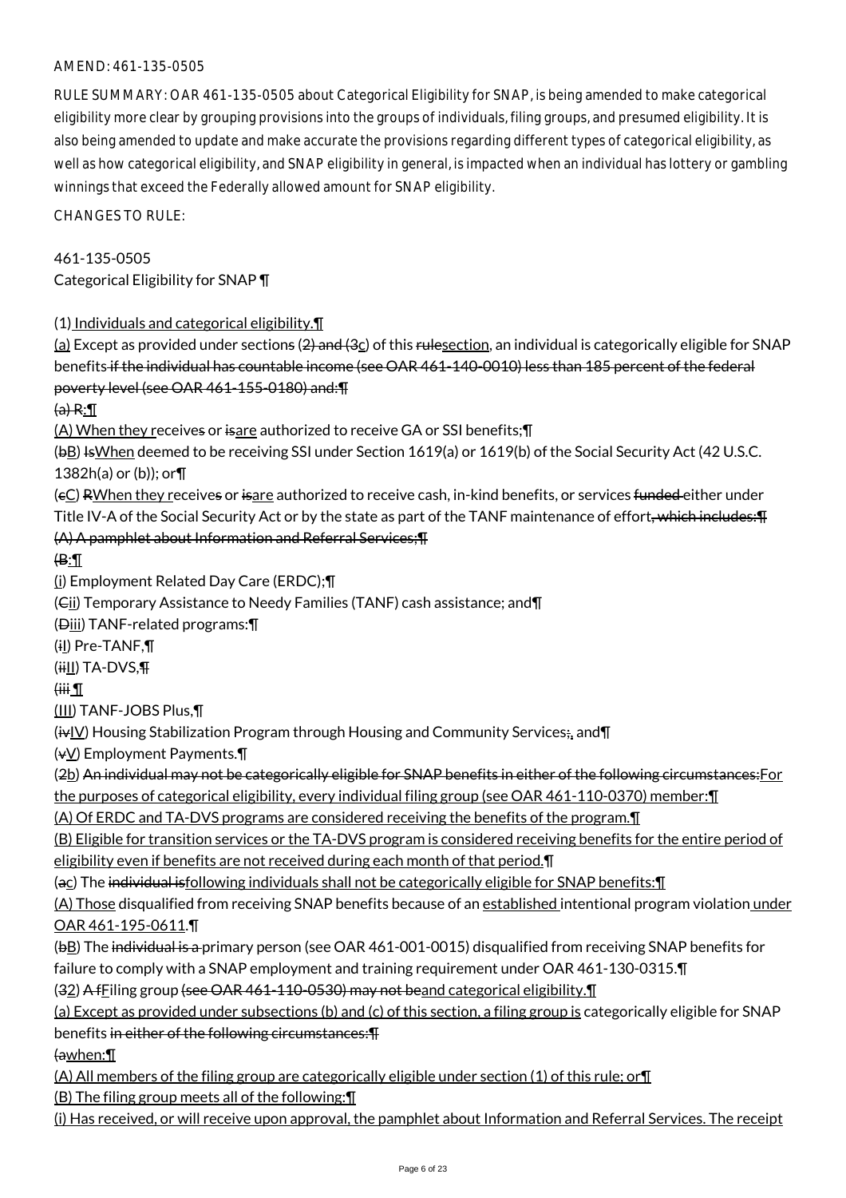AMEND: 461-135-0505

RULE SUMMARY: OAR 461-135-0505 about Categorical Eligibility for SNAP, is being amended to make categorical eligibility more clear by grouping provisions into the groups of individuals, filing groups, and presumed eligibility. It is also being amended to update and make accurate the provisions regarding different types of categorical eligibility, as well as how categorical eligibility, and SNAP eligibility in general, is impacted when an individual has lottery or gambling winnings that exceed the Federally allowed amount for SNAP eligibility.

CHANGES TO RULE:

461-135-0505
Categorical Eligibility for SNAP ¶

(1) Individuals and categorical eligibility.¶
(a) Except as provided under sections (2) and (3c) of this rulesection, an individual is categorically eligible for SNAP benefits if the individual has countable income (see OAR 461-140-0010) less than 185 percent of the federal poverty level (see OAR 461-155-0180) and:¶
(a) R:¶
(A) When they receives or isare authorized to receive GA or SSI benefits;¶
(bB) IsWhen deemed to be receiving SSI under Section 1619(a) or 1619(b) of the Social Security Act (42 U.S.C. 1382h(a) or (b)); or¶
(cC) RWhen they receives or isare authorized to receive cash, in-kind benefits, or services funded either under Title IV-A of the Social Security Act or by the state as part of the TANF maintenance of effort, which includes:¶
(A) A pamphlet about Information and Referral Services;¶
(B:¶
(i) Employment Related Day Care (ERDC);¶
(Cii) Temporary Assistance to Needy Families (TANF) cash assistance; and¶
(Diii) TANF-related programs:¶
(iI) Pre-TANF,¶
(iiII) TA-DVS,¶
(iii ¶
(III) TANF-JOBS Plus,¶
(ivIV) Housing Stabilization Program through Housing and Community Services;, and¶
(vV) Employment Payments.¶
(2b) An individual may not be categorically eligible for SNAP benefits in either of the following circumstances:For the purposes of categorical eligibility, every individual filing group (see OAR 461-110-0370) member:¶
(A) Of ERDC and TA-DVS programs are considered receiving the benefits of the program.¶
(B) Eligible for transition services or the TA-DVS program is considered receiving benefits for the entire period of eligibility even if benefits are not received during each month of that period.¶
(ac) The individual isfollowing individuals shall not be categorically eligible for SNAP benefits:¶
(A) Those disqualified from receiving SNAP benefits because of an established intentional program violation under OAR 461-195-0611.¶
(bB) The individual is a primary person (see OAR 461-001-0015) disqualified from receiving SNAP benefits for failure to comply with a SNAP employment and training requirement under OAR 461-130-0315.¶
(32) A fFiling group (see OAR 461-110-0530) may not beand categorical eligibility.¶
(a) Except as provided under subsections (b) and (c) of this section, a filing group is categorically eligible for SNAP benefits in either of the following circumstances:¶
(awhen:¶
(A) All members of the filing group are categorically eligible under section (1) of this rule; or¶
(B) The filing group meets all of the following:¶
(i) Has received, or will receive upon approval, the pamphlet about Information and Referral Services. The receipt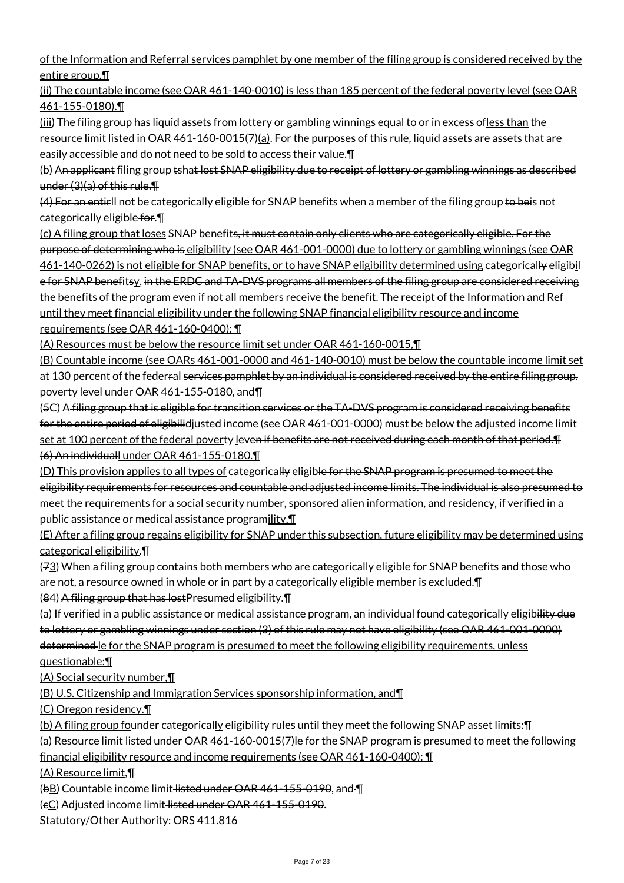of the Information and Referral services pamphlet by one member of the filing group is considered received by the entire group.¶

(ii) The countable income (see OAR 461-140-0010) is less than 185 percent of the federal poverty level (see OAR 461-155-0180).¶

(iii) The filing group has liquid assets from lottery or gambling winnings equal to or in excess ofless than the resource limit listed in OAR 461-160-0015(7)(a). For the purposes of this rule, liquid assets are assets that are easily accessible and do not need to be sold to access their value.¶

(b) An applicant filing group tshat lost SNAP eligibility due to receipt of lottery or gambling winnings as described under (3)(a) of this rule.¶

(4) For an entirll not be categorically eligible for SNAP benefits when a member of the filing group to beis not categorically eligible for.¶

(c) A filing group that loses SNAP benefits, it must contain only clients who are categorically eligible. For the purpose of determining who is eligibility (see OAR 461-001-0000) due to lottery or gambling winnings (see OAR 461-140-0262) is not eligible for SNAP benefits, or to have SNAP eligibility determined using categorically eligibil e for SNAP benefitsy, in the ERDC and TA-DVS programs all members of the filing group are considered receiving the benefits of the program even if not all members receive the benefit. The receipt of the Information and Ref until they meet financial eligibility under the following SNAP financial eligibility resource and income requirements (see OAR 461-160-0400): ¶

(A) Resources must be below the resource limit set under OAR 461-160-0015,¶

(B) Countable income (see OARs 461-001-0000 and 461-140-0010) must be below the countable income limit set at 130 percent of the federral services pamphlet by an individual is considered received by the entire filing group. poverty level under OAR 461-155-0180, and¶

(5C) A filing group that is eligible for transition services or the TA-DVS program is considered receiving benefits for the entire period of eligibilidjusted income (see OAR 461-001-0000) must be below the adjusted income limit set at 100 percent of the federal poverty leven if benefits are not received during each month of that period.¶ (6) An individuall under OAR 461-155-0180.¶

(D) This provision applies to all types of categorically eligible for the SNAP program is presumed to meet the eligibility requirements for resources and countable and adjusted income limits. The individual is also presumed to meet the requirements for a social security number, sponsored alien information, and residency, if verified in a public assistance or medical assistance programility.¶

(E) After a filing group regains eligibility for SNAP under this subsection, future eligibility may be determined using categorical eligibility.¶

(73) When a filing group contains both members who are categorically eligible for SNAP benefits and those who are not, a resource owned in whole or in part by a categorically eligible member is excluded.¶

(84) A filing group that has lostPresumed eligibility.¶

(a) If verified in a public assistance or medical assistance program, an individual found categorically eligibility due to lottery or gambling winnings under section (3) of this rule may not have eligibility (see OAR 461-001-0000) determined le for the SNAP program is presumed to meet the following eligibility requirements, unless questionable:¶

(A) Social security number,¶

(B) U.S. Citizenship and Immigration Services sponsorship information, and¶

(C) Oregon residency.¶

(b) A filing group founder categorically eligibility rules until they meet the following SNAP asset limits:¶ (a) Resource limit listed under OAR 461-160-0015(7)le for the SNAP program is presumed to meet the following financial eligibility resource and income requirements (see OAR 461-160-0400): ¶

(A) Resource limit,¶

(bB) Countable income limit listed under OAR 461-155-0190, and ¶

(cC) Adjusted income limit listed under OAR 461-155-0190.

Statutory/Other Authority: ORS 411.816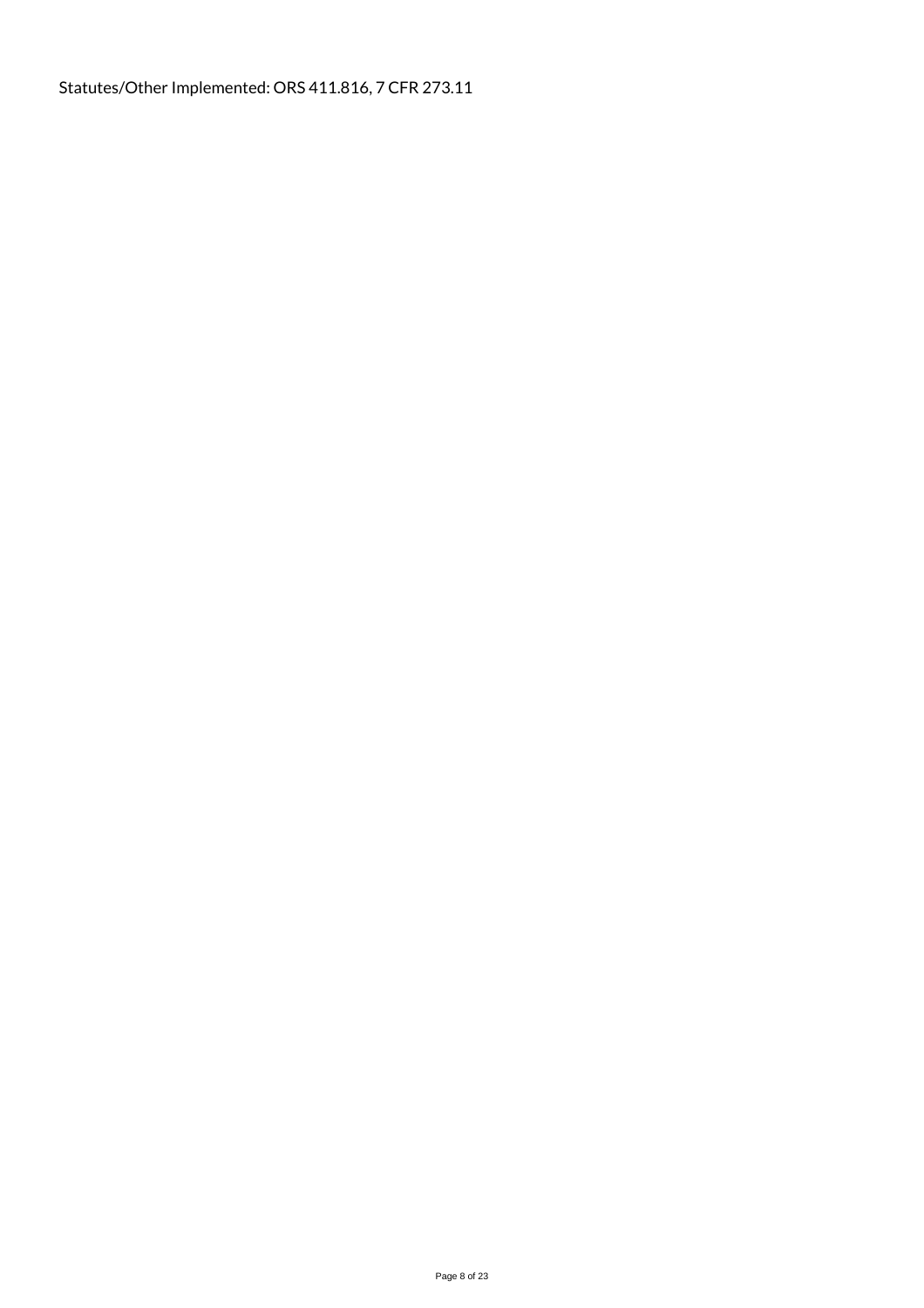Statutes/Other Implemented: ORS 411.816, 7 CFR 273.11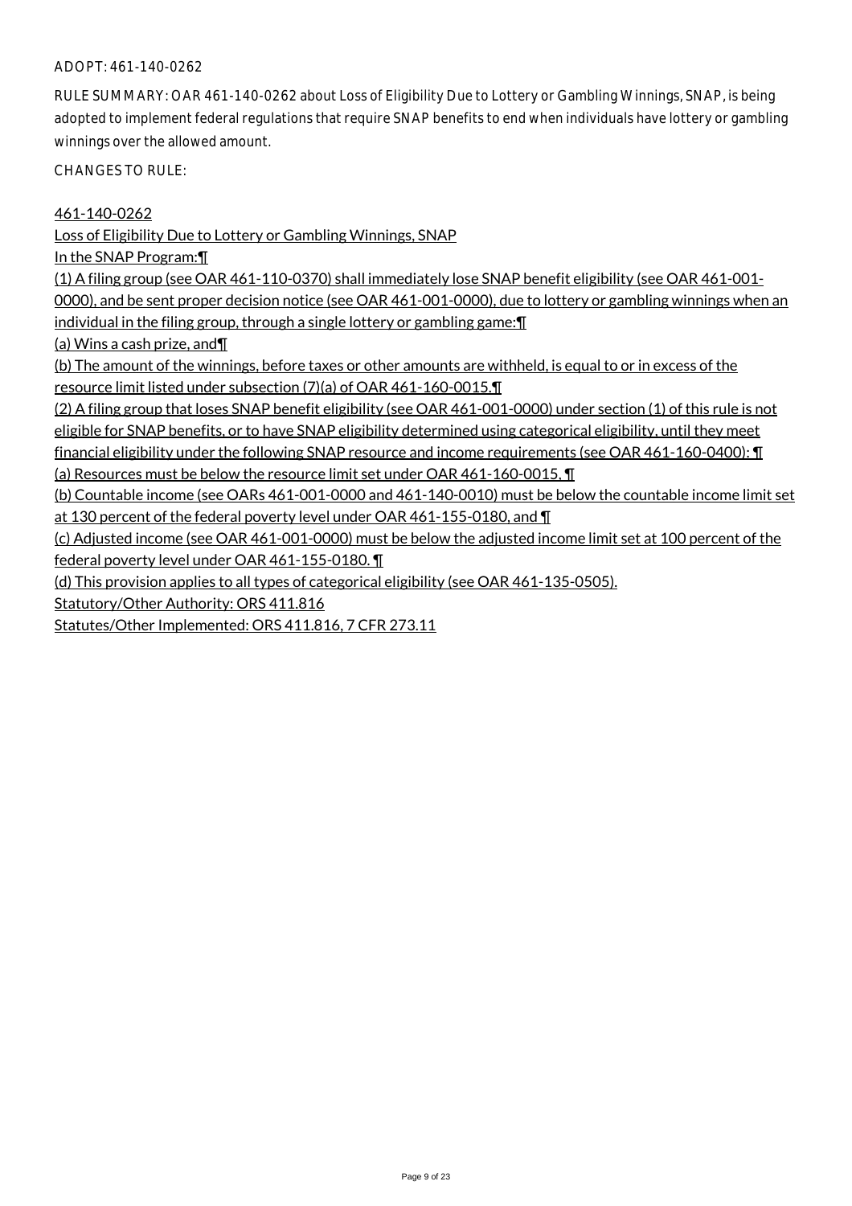ADOPT: 461-140-0262

RULE SUMMARY: OAR 461-140-0262 about Loss of Eligibility Due to Lottery or Gambling Winnings, SNAP, is being adopted to implement federal regulations that require SNAP benefits to end when individuals have lottery or gambling winnings over the allowed amount.

CHANGES TO RULE:

461-140-0262

Loss of Eligibility Due to Lottery or Gambling Winnings, SNAP

In the SNAP Program:¶

(1) A filing group (see OAR 461-110-0370) shall immediately lose SNAP benefit eligibility (see OAR 461-001-0000), and be sent proper decision notice (see OAR 461-001-0000), due to lottery or gambling winnings when an individual in the filing group, through a single lottery or gambling game:¶

(a) Wins a cash prize, and¶

(b) The amount of the winnings, before taxes or other amounts are withheld, is equal to or in excess of the resource limit listed under subsection (7)(a) of OAR 461-160-0015.¶

(2) A filing group that loses SNAP benefit eligibility (see OAR 461-001-0000) under section (1) of this rule is not eligible for SNAP benefits, or to have SNAP eligibility determined using categorical eligibility, until they meet financial eligibility under the following SNAP resource and income requirements (see OAR 461-160-0400): ¶

(a) Resources must be below the resource limit set under OAR 461-160-0015, ¶

(b) Countable income (see OARs 461-001-0000 and 461-140-0010) must be below the countable income limit set at 130 percent of the federal poverty level under OAR 461-155-0180, and ¶

(c) Adjusted income (see OAR 461-001-0000) must be below the adjusted income limit set at 100 percent of the federal poverty level under OAR 461-155-0180. ¶

(d) This provision applies to all types of categorical eligibility (see OAR 461-135-0505).

Statutory/Other Authority: ORS 411.816

Statutes/Other Implemented: ORS 411.816, 7 CFR 273.11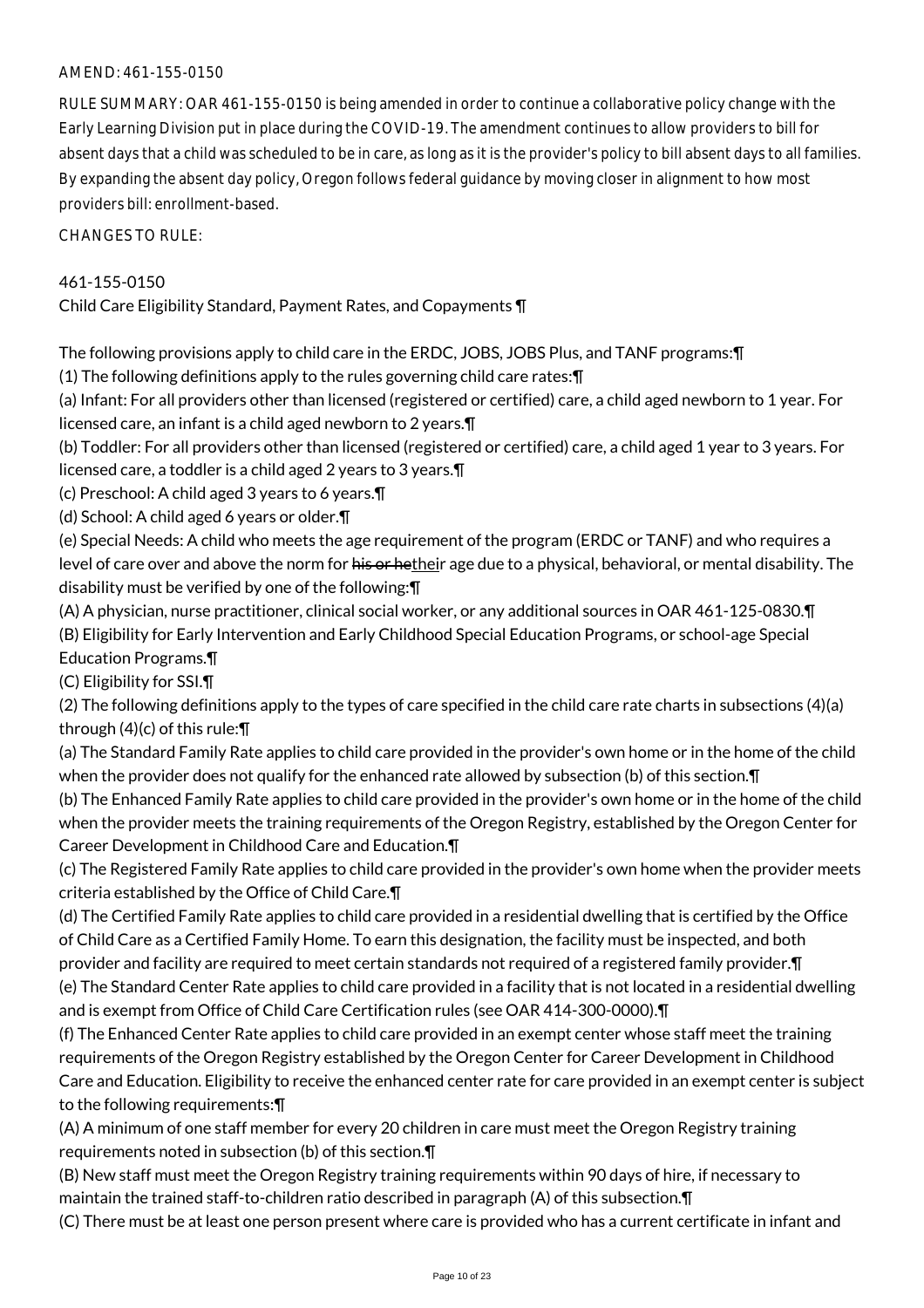AMEND: 461-155-0150

RULE SUMMARY: OAR 461-155-0150 is being amended in order to continue a collaborative policy change with the Early Learning Division put in place during the COVID-19. The amendment continues to allow providers to bill for absent days that a child was scheduled to be in care, as long as it is the provider's policy to bill absent days to all families. By expanding the absent day policy, Oregon follows federal guidance by moving closer in alignment to how most providers bill: enrollment-based.

CHANGES TO RULE:

461-155-0150

Child Care Eligibility Standard, Payment Rates, and Copayments ¶

The following provisions apply to child care in the ERDC, JOBS, JOBS Plus, and TANF programs:¶

(1) The following definitions apply to the rules governing child care rates:¶

(a) Infant: For all providers other than licensed (registered or certified) care, a child aged newborn to 1 year. For licensed care, an infant is a child aged newborn to 2 years.¶

(b) Toddler: For all providers other than licensed (registered or certified) care, a child aged 1 year to 3 years. For licensed care, a toddler is a child aged 2 years to 3 years.¶

(c) Preschool: A child aged 3 years to 6 years.¶

(d) School: A child aged 6 years or older.¶

(e) Special Needs: A child who meets the age requirement of the program (ERDC or TANF) and who requires a level of care over and above the norm for ~~his or he~~their age due to a physical, behavioral, or mental disability. The disability must be verified by one of the following:¶

(A) A physician, nurse practitioner, clinical social worker, or any additional sources in OAR 461-125-0830.¶

(B) Eligibility for Early Intervention and Early Childhood Special Education Programs, or school-age Special Education Programs.¶

(C) Eligibility for SSI.¶

(2) The following definitions apply to the types of care specified in the child care rate charts in subsections (4)(a) through (4)(c) of this rule:¶

(a) The Standard Family Rate applies to child care provided in the provider's own home or in the home of the child when the provider does not qualify for the enhanced rate allowed by subsection (b) of this section.¶

(b) The Enhanced Family Rate applies to child care provided in the provider's own home or in the home of the child when the provider meets the training requirements of the Oregon Registry, established by the Oregon Center for Career Development in Childhood Care and Education.¶

(c) The Registered Family Rate applies to child care provided in the provider's own home when the provider meets criteria established by the Office of Child Care.¶

(d) The Certified Family Rate applies to child care provided in a residential dwelling that is certified by the Office of Child Care as a Certified Family Home. To earn this designation, the facility must be inspected, and both provider and facility are required to meet certain standards not required of a registered family provider.¶

(e) The Standard Center Rate applies to child care provided in a facility that is not located in a residential dwelling and is exempt from Office of Child Care Certification rules (see OAR 414-300-0000).¶

(f) The Enhanced Center Rate applies to child care provided in an exempt center whose staff meet the training requirements of the Oregon Registry established by the Oregon Center for Career Development in Childhood Care and Education. Eligibility to receive the enhanced center rate for care provided in an exempt center is subject to the following requirements:¶

(A) A minimum of one staff member for every 20 children in care must meet the Oregon Registry training requirements noted in subsection (b) of this section.¶

(B) New staff must meet the Oregon Registry training requirements within 90 days of hire, if necessary to maintain the trained staff-to-children ratio described in paragraph (A) of this subsection.¶

(C) There must be at least one person present where care is provided who has a current certificate in infant and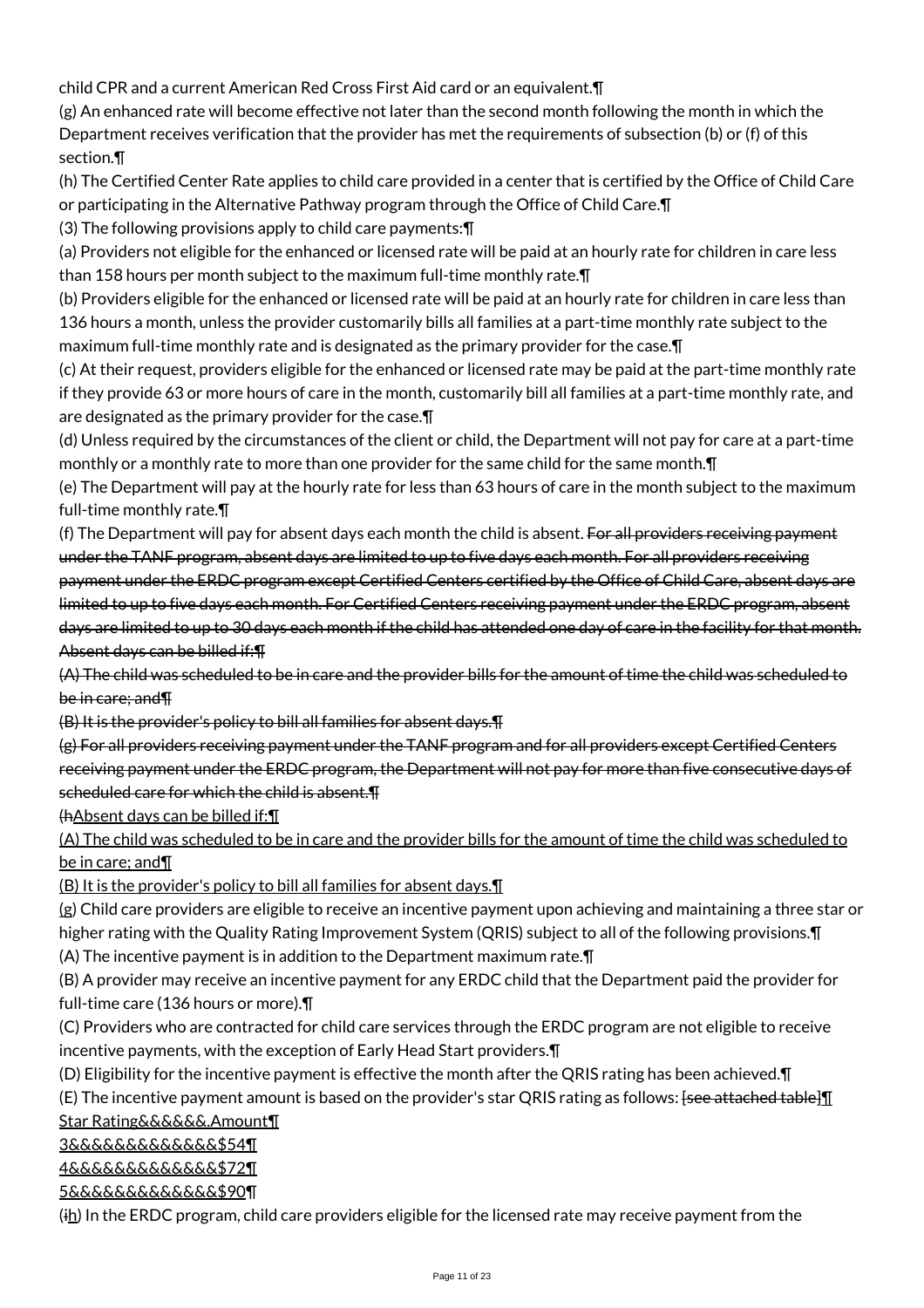child CPR and a current American Red Cross First Aid card or an equivalent.¶

(g) An enhanced rate will become effective not later than the second month following the month in which the Department receives verification that the provider has met the requirements of subsection (b) or (f) of this section.¶

(h) The Certified Center Rate applies to child care provided in a center that is certified by the Office of Child Care or participating in the Alternative Pathway program through the Office of Child Care.¶

(3) The following provisions apply to child care payments:¶

(a) Providers not eligible for the enhanced or licensed rate will be paid at an hourly rate for children in care less than 158 hours per month subject to the maximum full-time monthly rate.¶

(b) Providers eligible for the enhanced or licensed rate will be paid at an hourly rate for children in care less than 136 hours a month, unless the provider customarily bills all families at a part-time monthly rate subject to the maximum full-time monthly rate and is designated as the primary provider for the case.¶

(c) At their request, providers eligible for the enhanced or licensed rate may be paid at the part-time monthly rate if they provide 63 or more hours of care in the month, customarily bill all families at a part-time monthly rate, and are designated as the primary provider for the case.¶

(d) Unless required by the circumstances of the client or child, the Department will not pay for care at a part-time monthly or a monthly rate to more than one provider for the same child for the same month.¶

(e) The Department will pay at the hourly rate for less than 63 hours of care in the month subject to the maximum full-time monthly rate.¶

(f) The Department will pay for absent days each month the child is absent. ~~For all providers receiving payment under the TANF program, absent days are limited to up to five days each month. For all providers receiving payment under the ERDC program except Certified Centers certified by the Office of Child Care, absent days are limited to up to five days each month. For Certified Centers receiving payment under the ERDC program, absent days are limited to up to 30 days each month if the child has attended one day of care in the facility for that month. Absent days can be billed if:¶~~

~~(A) The child was scheduled to be in care and the provider bills for the amount of time the child was scheduled to be in care; and¶~~

~~(B) It is the provider's policy to bill all families for absent days.¶~~

~~(g) For all providers receiving payment under the TANF program and for all providers except Certified Centers receiving payment under the ERDC program, the Department will not pay for more than five consecutive days of scheduled care for which the child is absent.¶~~

~~(h~~Absent days can be billed if:¶

(A) The child was scheduled to be in care and the provider bills for the amount of time the child was scheduled to be in care; and¶

(B) It is the provider's policy to bill all families for absent days.¶

(g) Child care providers are eligible to receive an incentive payment upon achieving and maintaining a three star or higher rating with the Quality Rating Improvement System (QRIS) subject to all of the following provisions.¶

(A) The incentive payment is in addition to the Department maximum rate.¶

(B) A provider may receive an incentive payment for any ERDC child that the Department paid the provider for full-time care (136 hours or more).¶

(C) Providers who are contracted for child care services through the ERDC program are not eligible to receive incentive payments, with the exception of Early Head Start providers.¶

(D) Eligibility for the incentive payment is effective the month after the QRIS rating has been achieved.¶

(E) The incentive payment amount is based on the provider's star QRIS rating as follows: ~~[see attached table]~~¶

Star Rating&&&&&&.Amount¶

3&&&&&&&&&&&&&$54¶

4&&&&&&&&&&&&&$72¶

5&&&&&&&&&&&&&$90¶

(~~i~~h) In the ERDC program, child care providers eligible for the licensed rate may receive payment from the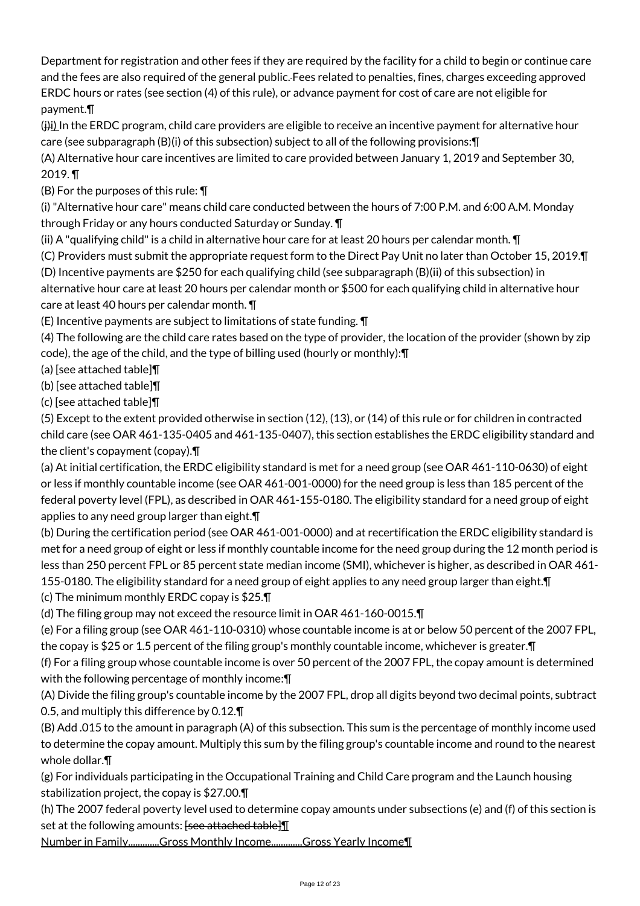Department for registration and other fees if they are required by the facility for a child to begin or continue care and the fees are also required of the general public. Fees related to penalties, fines, charges exceeding approved ERDC hours or rates (see section (4) of this rule), or advance payment for cost of care are not eligible for payment.¶

(ii) In the ERDC program, child care providers are eligible to receive an incentive payment for alternative hour care (see subparagraph (B)(i) of this subsection) subject to all of the following provisions:¶

(A) Alternative hour care incentives are limited to care provided between January 1, 2019 and September 30, 2019. ¶

(B) For the purposes of this rule: ¶

(i) "Alternative hour care" means child care conducted between the hours of 7:00 P.M. and 6:00 A.M. Monday through Friday or any hours conducted Saturday or Sunday. ¶

(ii) A "qualifying child" is a child in alternative hour care for at least 20 hours per calendar month. ¶

(C) Providers must submit the appropriate request form to the Direct Pay Unit no later than October 15, 2019.¶

(D) Incentive payments are $250 for each qualifying child (see subparagraph (B)(ii) of this subsection) in alternative hour care at least 20 hours per calendar month or $500 for each qualifying child in alternative hour care at least 40 hours per calendar month. ¶

(E) Incentive payments are subject to limitations of state funding. ¶

(4) The following are the child care rates based on the type of provider, the location of the provider (shown by zip code), the age of the child, and the type of billing used (hourly or monthly):¶

(a) [see attached table]¶

(b) [see attached table]¶

(c) [see attached table]¶

(5) Except to the extent provided otherwise in section (12), (13), or (14) of this rule or for children in contracted child care (see OAR 461-135-0405 and 461-135-0407), this section establishes the ERDC eligibility standard and the client's copayment (copay).¶

(a) At initial certification, the ERDC eligibility standard is met for a need group (see OAR 461-110-0630) of eight or less if monthly countable income (see OAR 461-001-0000) for the need group is less than 185 percent of the federal poverty level (FPL), as described in OAR 461-155-0180. The eligibility standard for a need group of eight applies to any need group larger than eight.¶

(b) During the certification period (see OAR 461-001-0000) and at recertification the ERDC eligibility standard is met for a need group of eight or less if monthly countable income for the need group during the 12 month period is less than 250 percent FPL or 85 percent state median income (SMI), whichever is higher, as described in OAR 461-155-0180. The eligibility standard for a need group of eight applies to any need group larger than eight.¶

(c) The minimum monthly ERDC copay is $25.¶

(d) The filing group may not exceed the resource limit in OAR 461-160-0015.¶

(e) For a filing group (see OAR 461-110-0310) whose countable income is at or below 50 percent of the 2007 FPL, the copay is $25 or 1.5 percent of the filing group's monthly countable income, whichever is greater.¶

(f) For a filing group whose countable income is over 50 percent of the 2007 FPL, the copay amount is determined with the following percentage of monthly income:¶

(A) Divide the filing group's countable income by the 2007 FPL, drop all digits beyond two decimal points, subtract 0.5, and multiply this difference by 0.12.¶

(B) Add .015 to the amount in paragraph (A) of this subsection. This sum is the percentage of monthly income used to determine the copay amount. Multiply this sum by the filing group's countable income and round to the nearest whole dollar.¶

(g) For individuals participating in the Occupational Training and Child Care program and the Launch housing stabilization project, the copay is $27.00.¶

(h) The 2007 federal poverty level used to determine copay amounts under subsections (e) and (f) of this section is set at the following amounts: ~~[see attached table]~~¶

Number in Family.............Gross Monthly Income.............Gross Yearly Income¶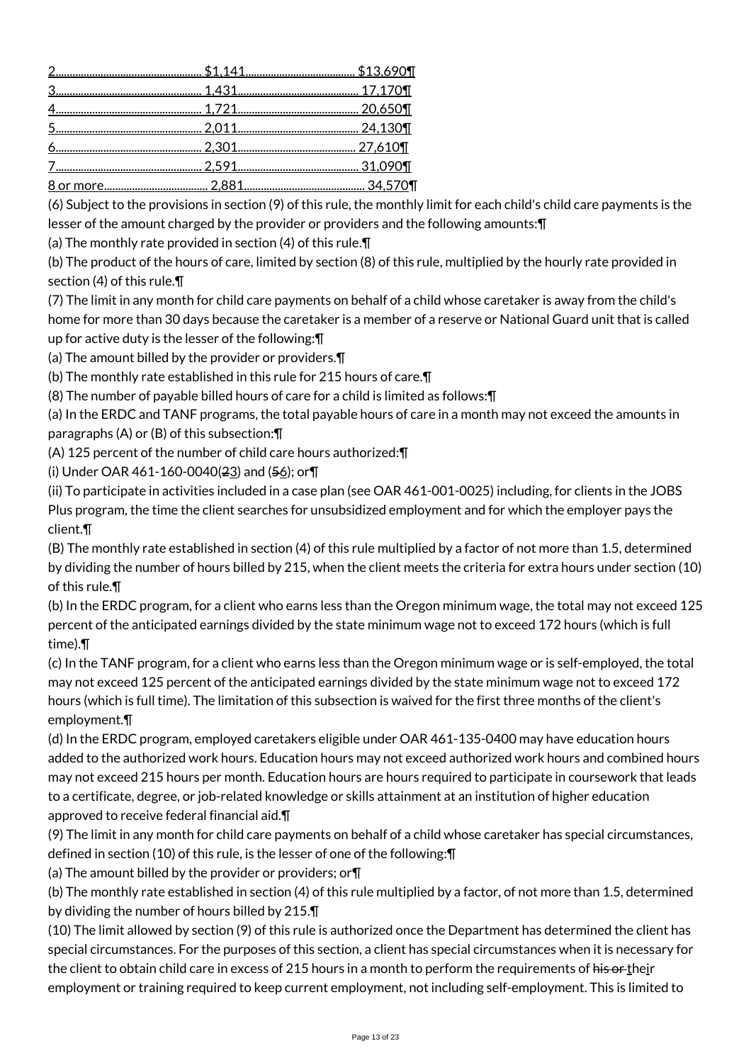| | | |
|---|---|---|
| 2 | $1,141 | $13,690¶ |
| 3 | 1,431 | 17,170¶ |
| 4 | 1,721 | 20,650¶ |
| 5 | 2,011 | 24,130¶ |
| 6 | 2,301 | 27,610¶ |
| 7 | 2,591 | 31,090¶ |
| 8 or more | 2,881 | 34,570¶ |

(6) Subject to the provisions in section (9) of this rule, the monthly limit for each child's child care payments is the lesser of the amount charged by the provider or providers and the following amounts:¶

(a) The monthly rate provided in section (4) of this rule.¶

(b) The product of the hours of care, limited by section (8) of this rule, multiplied by the hourly rate provided in section (4) of this rule.¶

(7) The limit in any month for child care payments on behalf of a child whose caretaker is away from the child's home for more than 30 days because the caretaker is a member of a reserve or National Guard unit that is called up for active duty is the lesser of the following:¶

(a) The amount billed by the provider or providers.¶

(b) The monthly rate established in this rule for 215 hours of care.¶

(8) The number of payable billed hours of care for a child is limited as follows:¶

(a) In the ERDC and TANF programs, the total payable hours of care in a month may not exceed the amounts in paragraphs (A) or (B) of this subsection:¶

(A) 125 percent of the number of child care hours authorized:¶

(i) Under OAR 461-160-0040(~~2~~3) and (~~5~~6); or¶

(ii) To participate in activities included in a case plan (see OAR 461-001-0025) including, for clients in the JOBS Plus program, the time the client searches for unsubsidized employment and for which the employer pays the client.¶

(B) The monthly rate established in section (4) of this rule multiplied by a factor of not more than 1.5, determined by dividing the number of hours billed by 215, when the client meets the criteria for extra hours under section (10) of this rule.¶

(b) In the ERDC program, for a client who earns less than the Oregon minimum wage, the total may not exceed 125 percent of the anticipated earnings divided by the state minimum wage not to exceed 172 hours (which is full time).¶

(c) In the TANF program, for a client who earns less than the Oregon minimum wage or is self-employed, the total may not exceed 125 percent of the anticipated earnings divided by the state minimum wage not to exceed 172 hours (which is full time). The limitation of this subsection is waived for the first three months of the client's employment.¶

(d) In the ERDC program, employed caretakers eligible under OAR 461-135-0400 may have education hours added to the authorized work hours. Education hours may not exceed authorized work hours and combined hours may not exceed 215 hours per month. Education hours are hours required to participate in coursework that leads to a certificate, degree, or job-related knowledge or skills attainment at an institution of higher education approved to receive federal financial aid.¶

(9) The limit in any month for child care payments on behalf of a child whose caretaker has special circumstances, defined in section (10) of this rule, is the lesser of one of the following:¶

(a) The amount billed by the provider or providers; or¶

(b) The monthly rate established in section (4) of this rule multiplied by a factor, of not more than 1.5, determined by dividing the number of hours billed by 215.¶

(10) The limit allowed by section (9) of this rule is authorized once the Department has determined the client has special circumstances. For the purposes of this section, a client has special circumstances when it is necessary for the client to obtain child care in excess of 215 hours in a month to perform the requirements of ~~his or~~ their employment or training required to keep current employment, not including self-employment. This is limited to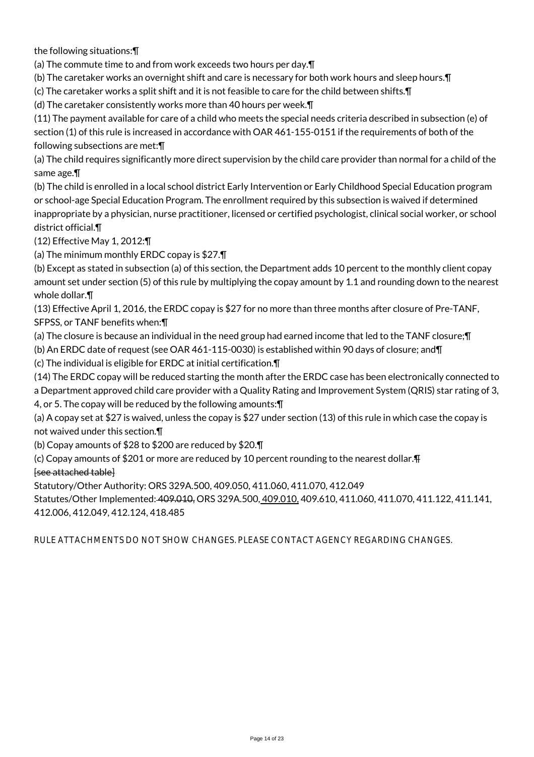the following situations:¶

(a) The commute time to and from work exceeds two hours per day.¶

(b) The caretaker works an overnight shift and care is necessary for both work hours and sleep hours.¶

(c) The caretaker works a split shift and it is not feasible to care for the child between shifts.¶

(d) The caretaker consistently works more than 40 hours per week.¶

(11) The payment available for care of a child who meets the special needs criteria described in subsection (e) of section (1) of this rule is increased in accordance with OAR 461-155-0151 if the requirements of both of the following subsections are met:¶

(a) The child requires significantly more direct supervision by the child care provider than normal for a child of the same age.¶

(b) The child is enrolled in a local school district Early Intervention or Early Childhood Special Education program or school-age Special Education Program. The enrollment required by this subsection is waived if determined inappropriate by a physician, nurse practitioner, licensed or certified psychologist, clinical social worker, or school district official.¶

(12) Effective May 1, 2012:¶

(a) The minimum monthly ERDC copay is $27.¶

(b) Except as stated in subsection (a) of this section, the Department adds 10 percent to the monthly client copay amount set under section (5) of this rule by multiplying the copay amount by 1.1 and rounding down to the nearest whole dollar.¶

(13) Effective April 1, 2016, the ERDC copay is $27 for no more than three months after closure of Pre-TANF, SFPSS, or TANF benefits when:¶

(a) The closure is because an individual in the need group had earned income that led to the TANF closure;¶

(b) An ERDC date of request (see OAR 461-115-0030) is established within 90 days of closure; and¶

(c) The individual is eligible for ERDC at initial certification.¶

(14) The ERDC copay will be reduced starting the month after the ERDC case has been electronically connected to a Department approved child care provider with a Quality Rating and Improvement System (QRIS) star rating of 3, 4, or 5. The copay will be reduced by the following amounts:¶

(a) A copay set at $27 is waived, unless the copay is $27 under section (13) of this rule in which case the copay is not waived under this section.¶

(b) Copay amounts of $28 to $200 are reduced by $20.¶

(c) Copay amounts of $201 or more are reduced by 10 percent rounding to the nearest dollar.~~¶~~
~~[see attached table]~~

Statutory/Other Authority: ORS 329A.500, 409.050, 411.060, 411.070, 412.049

Statutes/Other Implemented: ~~409.010,~~ ORS 329A.500, 409.010, 409.610, 411.060, 411.070, 411.122, 411.141, 412.006, 412.049, 412.124, 418.485

RULE ATTACHMENTS DO NOT SHOW CHANGES. PLEASE CONTACT AGENCY REGARDING CHANGES.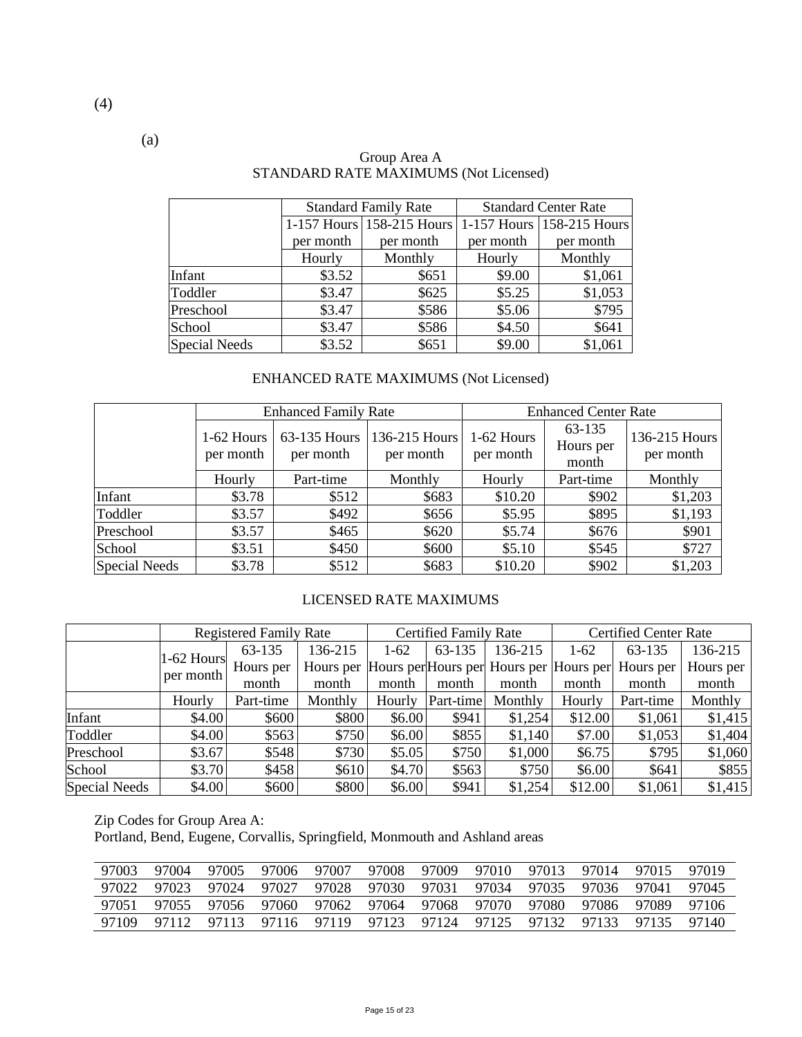(4)

(a)

Group Area A
STANDARD RATE MAXIMUMS (Not Licensed)

| | Standard Family Rate | | Standard Center Rate | |
|---|---|---|---|---|
| | 1-157 Hours per month | 158-215 Hours per month | 1-157 Hours per month | 158-215 Hours per month |
| | Hourly | Monthly | Hourly | Monthly |
| Infant | $3.52 | $651 | $9.00 | $1,061 |
| Toddler | $3.47 | $625 | $5.25 | $1,053 |
| Preschool | $3.47 | $586 | $5.06 | $795 |
| School | $3.47 | $586 | $4.50 | $641 |
| Special Needs | $3.52 | $651 | $9.00 | $1,061 |

ENHANCED RATE MAXIMUMS (Not Licensed)

| | Enhanced Family Rate | | | Enhanced Center Rate | | |
|---|---|---|---|---|---|---|
| | 1-62 Hours per month | 63-135 Hours per month | 136-215 Hours per month | 1-62 Hours per month | 63-135 Hours per month | 136-215 Hours per month |
| | Hourly | Part-time | Monthly | Hourly | Part-time | Monthly |
| Infant | $3.78 | $512 | $683 | $10.20 | $902 | $1,203 |
| Toddler | $3.57 | $492 | $656 | $5.95 | $895 | $1,193 |
| Preschool | $3.57 | $465 | $620 | $5.74 | $676 | $901 |
| School | $3.51 | $450 | $600 | $5.10 | $545 | $727 |
| Special Needs | $3.78 | $512 | $683 | $10.20 | $902 | $1,203 |

LICENSED RATE MAXIMUMS

| | Registered Family Rate | | | Certified Family Rate | | | Certified Center Rate | | |
|---|---|---|---|---|---|---|---|---|---|
| | 1-62 Hours per month | 63-135 Hours per month | 136-215 Hours per month | 1-62 Hours per month | 63-135 Hours per month | 136-215 Hours per month | 1-62 Hours per month | 63-135 Hours per month | 136-215 Hours per month |
| | Hourly | Part-time | Monthly | Hourly | Part-time | Monthly | Hourly | Part-time | Monthly |
| Infant | $4.00 | $600 | $800 | $6.00 | $941 | $1,254 | $12.00 | $1,061 | $1,415 |
| Toddler | $4.00 | $563 | $750 | $6.00 | $855 | $1,140 | $7.00 | $1,053 | $1,404 |
| Preschool | $3.67 | $548 | $730 | $5.05 | $750 | $1,000 | $6.75 | $795 | $1,060 |
| School | $3.70 | $458 | $610 | $4.70 | $563 | $750 | $6.00 | $641 | $855 |
| Special Needs | $4.00 | $600 | $800 | $6.00 | $941 | $1,254 | $12.00 | $1,061 | $1,415 |

Zip Codes for Group Area A:
Portland, Bend, Eugene, Corvallis, Springfield, Monmouth and Ashland areas

| | | | | | | | | | | | |
|---|---|---|---|---|---|---|---|---|---|---|---|
| 97003 | 97004 | 97005 | 97006 | 97007 | 97008 | 97009 | 97010 | 97013 | 97014 | 97015 | 97019 |
| 97022 | 97023 | 97024 | 97027 | 97028 | 97030 | 97031 | 97034 | 97035 | 97036 | 97041 | 97045 |
| 97051 | 97055 | 97056 | 97060 | 97062 | 97064 | 97068 | 97070 | 97080 | 97086 | 97089 | 97106 |
| 97109 | 97112 | 97113 | 97116 | 97119 | 97123 | 97124 | 97125 | 97132 | 97133 | 97135 | 97140 |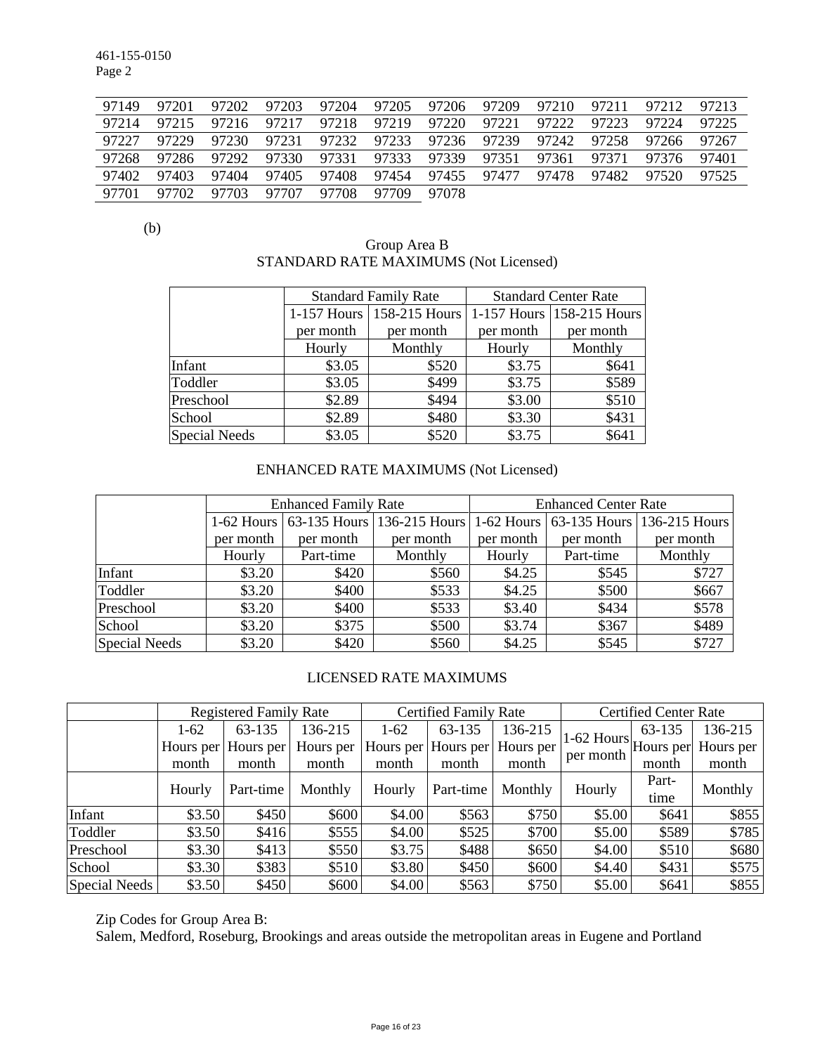461-155-0150
Page 2

| 97149 | 97201 | 97202 | 97203 | 97204 | 97205 | 97206 | 97209 | 97210 | 97211 | 97212 | 97213 |
|---|---|---|---|---|---|---|---|---|---|---|---|
| 97214 | 97215 | 97216 | 97217 | 97218 | 97219 | 97220 | 97221 | 97222 | 97223 | 97224 | 97225 |
| 97227 | 97229 | 97230 | 97231 | 97232 | 97233 | 97236 | 97239 | 97242 | 97258 | 97266 | 97267 |
| 97268 | 97286 | 97292 | 97330 | 97331 | 97333 | 97339 | 97351 | 97361 | 97371 | 97376 | 97401 |
| 97402 | 97403 | 97404 | 97405 | 97408 | 97454 | 97455 | 97477 | 97478 | 97482 | 97520 | 97525 |
| 97701 | 97702 | 97703 | 97707 | 97708 | 97709 | 97078 | | | | | |

(b)

Group Area B
STANDARD RATE MAXIMUMS (Not Licensed)

| | Standard Family Rate | | Standard Center Rate | |
|---|---|---|---|---|
| | 1-157 Hours per month | 158-215 Hours per month | 1-157 Hours per month | 158-215 Hours per month |
| | Hourly | Monthly | Hourly | Monthly |
| Infant | $3.05 | $520 | $3.75 | $641 |
| Toddler | $3.05 | $499 | $3.75 | $589 |
| Preschool | $2.89 | $494 | $3.00 | $510 |
| School | $2.89 | $480 | $3.30 | $431 |
| Special Needs | $3.05 | $520 | $3.75 | $641 |

ENHANCED RATE MAXIMUMS (Not Licensed)

| | Enhanced Family Rate | | | Enhanced Center Rate | | |
|---|---|---|---|---|---|---|
| | 1-62 Hours per month | 63-135 Hours per month | 136-215 Hours per month | 1-62 Hours per month | 63-135 Hours per month | 136-215 Hours per month |
| | Hourly | Part-time | Monthly | Hourly | Part-time | Monthly |
| Infant | $3.20 | $420 | $560 | $4.25 | $545 | $727 |
| Toddler | $3.20 | $400 | $533 | $4.25 | $500 | $667 |
| Preschool | $3.20 | $400 | $533 | $3.40 | $434 | $578 |
| School | $3.20 | $375 | $500 | $3.74 | $367 | $489 |
| Special Needs | $3.20 | $420 | $560 | $4.25 | $545 | $727 |

LICENSED RATE MAXIMUMS

| | Registered Family Rate | | | Certified Family Rate | | | Certified Center Rate | | |
|---|---|---|---|---|---|---|---|---|---|
| | 1-62 Hours per month | 63-135 Hours per month | 136-215 Hours per month | 1-62 Hours per month | 63-135 Hours per month | 136-215 Hours per month | 1-62 Hours per month | 63-135 Hours per month | 136-215 Hours per month |
| | Hourly | Part-time | Monthly | Hourly | Part-time | Monthly | Hourly | Part-time | Monthly |
| Infant | $3.50 | $450 | $600 | $4.00 | $563 | $750 | $5.00 | $641 | $855 |
| Toddler | $3.50 | $416 | $555 | $4.00 | $525 | $700 | $5.00 | $589 | $785 |
| Preschool | $3.30 | $413 | $550 | $3.75 | $488 | $650 | $4.00 | $510 | $680 |
| School | $3.30 | $383 | $510 | $3.80 | $450 | $600 | $4.40 | $431 | $575 |
| Special Needs | $3.50 | $450 | $600 | $4.00 | $563 | $750 | $5.00 | $641 | $855 |

Zip Codes for Group Area B:
Salem, Medford, Roseburg, Brookings and areas outside the metropolitan areas in Eugene and Portland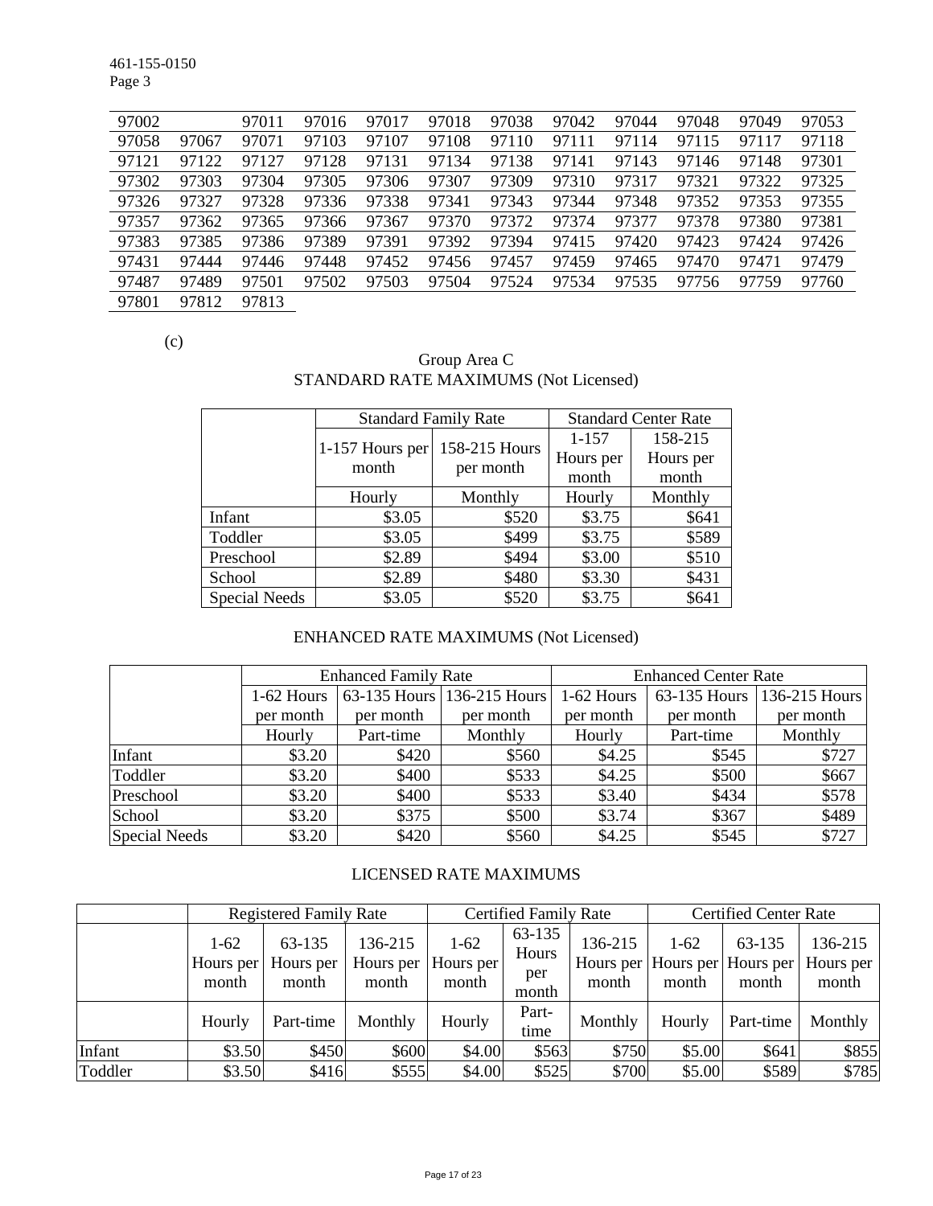| 97002 | | 97011 | 97016 | 97017 | 97018 | 97038 | 97042 | 97044 | 97048 | 97049 | 97053 |
|---|---|---|---|---|---|---|---|---|---|---|---|
| 97058 | 97067 | 97071 | 97103 | 97107 | 97108 | 97110 | 97111 | 97114 | 97115 | 97117 | 97118 |
| 97121 | 97122 | 97127 | 97128 | 97131 | 97134 | 97138 | 97141 | 97143 | 97146 | 97148 | 97301 |
| 97302 | 97303 | 97304 | 97305 | 97306 | 97307 | 97309 | 97310 | 97317 | 97321 | 97322 | 97325 |
| 97326 | 97327 | 97328 | 97336 | 97338 | 97341 | 97343 | 97344 | 97348 | 97352 | 97353 | 97355 |
| 97357 | 97362 | 97365 | 97366 | 97367 | 97370 | 97372 | 97374 | 97377 | 97378 | 97380 | 97381 |
| 97383 | 97385 | 97386 | 97389 | 97391 | 97392 | 97394 | 97415 | 97420 | 97423 | 97424 | 97426 |
| 97431 | 97444 | 97446 | 97448 | 97452 | 97456 | 97457 | 97459 | 97465 | 97470 | 97471 | 97479 |
| 97487 | 97489 | 97501 | 97502 | 97503 | 97504 | 97524 | 97534 | 97535 | 97756 | 97759 | 97760 |
| 97801 | 97812 | 97813 | | | | | | | | | |

(c)

Group Area C

STANDARD RATE MAXIMUMS (Not Licensed)

| | Standard Family Rate | | Standard Center Rate | |
|---|---|---|---|---|
| | 1-157 Hours per month | 158-215 Hours per month | 1-157 Hours per month | 158-215 Hours per month |
| | Hourly | Monthly | Hourly | Monthly |
| Infant | $3.05 | $520 | $3.75 | $641 |
| Toddler | $3.05 | $499 | $3.75 | $589 |
| Preschool | $2.89 | $494 | $3.00 | $510 |
| School | $2.89 | $480 | $3.30 | $431 |
| Special Needs | $3.05 | $520 | $3.75 | $641 |

ENHANCED RATE MAXIMUMS (Not Licensed)

| | Enhanced Family Rate | | | Enhanced Center Rate | | |
|---|---|---|---|---|---|---|
| | 1-62 Hours per month | 63-135 Hours per month | 136-215 Hours per month | 1-62 Hours per month | 63-135 Hours per month | 136-215 Hours per month |
| | Hourly | Part-time | Monthly | Hourly | Part-time | Monthly |
| Infant | $3.20 | $420 | $560 | $4.25 | $545 | $727 |
| Toddler | $3.20 | $400 | $533 | $4.25 | $500 | $667 |
| Preschool | $3.20 | $400 | $533 | $3.40 | $434 | $578 |
| School | $3.20 | $375 | $500 | $3.74 | $367 | $489 |
| Special Needs | $3.20 | $420 | $560 | $4.25 | $545 | $727 |

LICENSED RATE MAXIMUMS

| | Registered Family Rate | | | Certified Family Rate | | | Certified Center Rate | | |
|---|---|---|---|---|---|---|---|---|---|
| | 1-62 Hours per month | 63-135 Hours per month | 136-215 Hours per month | 1-62 Hours per month | 63-135 Hours per month | 136-215 Hours per month | 1-62 Hours per month | 63-135 Hours per month | 136-215 Hours per month |
| | Hourly | Part-time | Monthly | Hourly | Part-time | Monthly | Hourly | Part-time | Monthly |
| Infant | $3.50 | $450 | $600 | $4.00 | $563 | $750 | $5.00 | $641 | $855 |
| Toddler | $3.50 | $416 | $555 | $4.00 | $525 | $700 | $5.00 | $589 | $785 |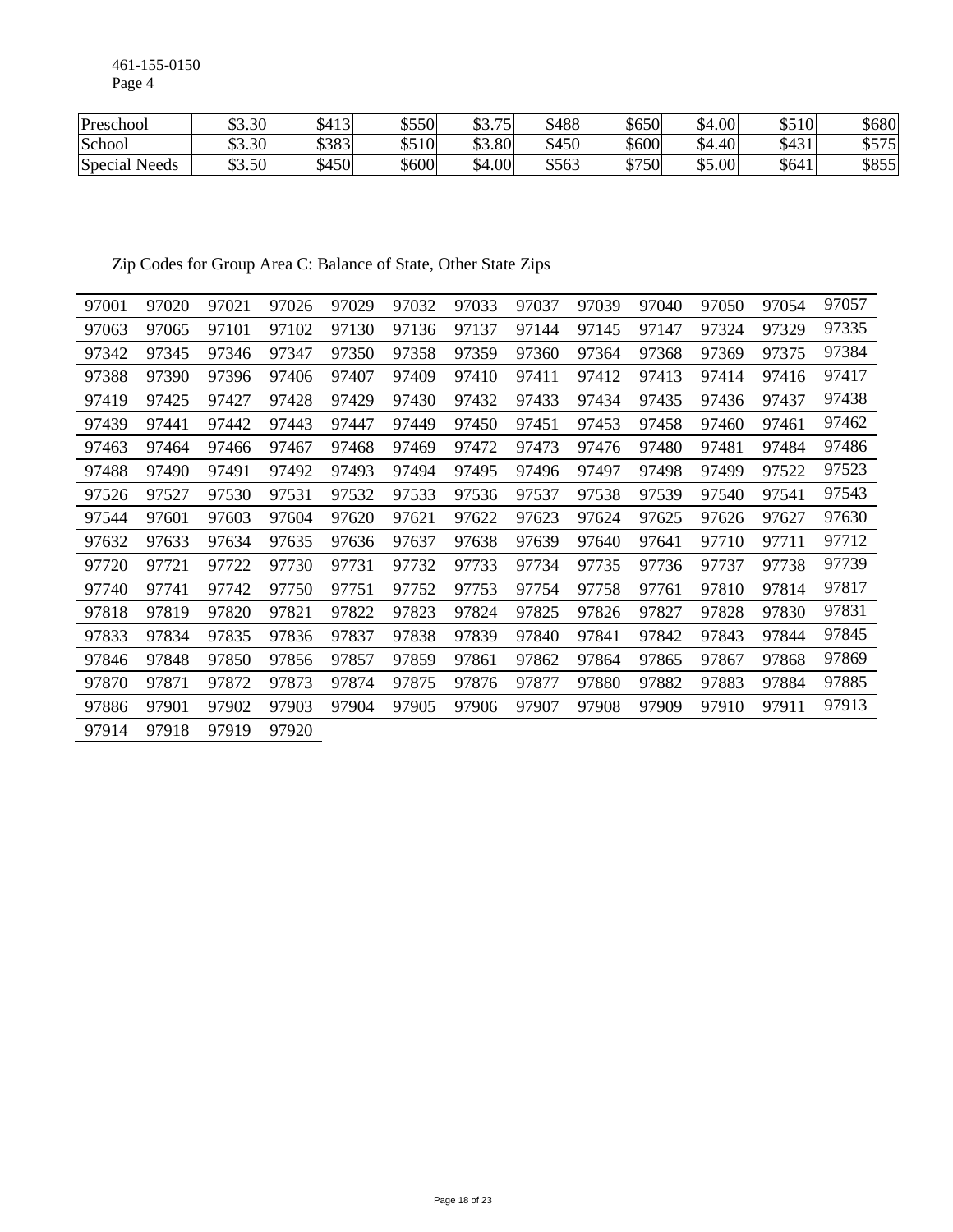461-155-0150
Page 4

| Preschool | $3.30 | $413 | $550 | $3.75 | $488 | $650 | $4.00 | $510 | $680 |
|---|---|---|---|---|---|---|---|---|---|
| School | $3.30 | $383 | $510 | $3.80 | $450 | $600 | $4.40 | $431 | $575 |
| Special Needs | $3.50 | $450 | $600 | $4.00 | $563 | $750 | $5.00 | $641 | $855 |

Zip Codes for Group Area C: Balance of State, Other State Zips

| | | | | | | | | | | | | |
|---|---|---|---|---|---|---|---|---|---|---|---|---|
| 97001 | 97020 | 97021 | 97026 | 97029 | 97032 | 97033 | 97037 | 97039 | 97040 | 97050 | 97054 | 97057 |
| 97063 | 97065 | 97101 | 97102 | 97130 | 97136 | 97137 | 97144 | 97145 | 97147 | 97324 | 97329 | 97335 |
| 97342 | 97345 | 97346 | 97347 | 97350 | 97358 | 97359 | 97360 | 97364 | 97368 | 97369 | 97375 | 97384 |
| 97388 | 97390 | 97396 | 97406 | 97407 | 97409 | 97410 | 97411 | 97412 | 97413 | 97414 | 97416 | 97417 |
| 97419 | 97425 | 97427 | 97428 | 97429 | 97430 | 97432 | 97433 | 97434 | 97435 | 97436 | 97437 | 97438 |
| 97439 | 97441 | 97442 | 97443 | 97447 | 97449 | 97450 | 97451 | 97453 | 97458 | 97460 | 97461 | 97462 |
| 97463 | 97464 | 97466 | 97467 | 97468 | 97469 | 97472 | 97473 | 97476 | 97480 | 97481 | 97484 | 97486 |
| 97488 | 97490 | 97491 | 97492 | 97493 | 97494 | 97495 | 97496 | 97497 | 97498 | 97499 | 97522 | 97523 |
| 97526 | 97527 | 97530 | 97531 | 97532 | 97533 | 97536 | 97537 | 97538 | 97539 | 97540 | 97541 | 97543 |
| 97544 | 97601 | 97603 | 97604 | 97620 | 97621 | 97622 | 97623 | 97624 | 97625 | 97626 | 97627 | 97630 |
| 97632 | 97633 | 97634 | 97635 | 97636 | 97637 | 97638 | 97639 | 97640 | 97641 | 97710 | 97711 | 97712 |
| 97720 | 97721 | 97722 | 97730 | 97731 | 97732 | 97733 | 97734 | 97735 | 97736 | 97737 | 97738 | 97739 |
| 97740 | 97741 | 97742 | 97750 | 97751 | 97752 | 97753 | 97754 | 97758 | 97761 | 97810 | 97814 | 97817 |
| 97818 | 97819 | 97820 | 97821 | 97822 | 97823 | 97824 | 97825 | 97826 | 97827 | 97828 | 97830 | 97831 |
| 97833 | 97834 | 97835 | 97836 | 97837 | 97838 | 97839 | 97840 | 97841 | 97842 | 97843 | 97844 | 97845 |
| 97846 | 97848 | 97850 | 97856 | 97857 | 97859 | 97861 | 97862 | 97864 | 97865 | 97867 | 97868 | 97869 |
| 97870 | 97871 | 97872 | 97873 | 97874 | 97875 | 97876 | 97877 | 97880 | 97882 | 97883 | 97884 | 97885 |
| 97886 | 97901 | 97902 | 97903 | 97904 | 97905 | 97906 | 97907 | 97908 | 97909 | 97910 | 97911 | 97913 |
| 97914 | 97918 | 97919 | 97920 | | | | | | | | | |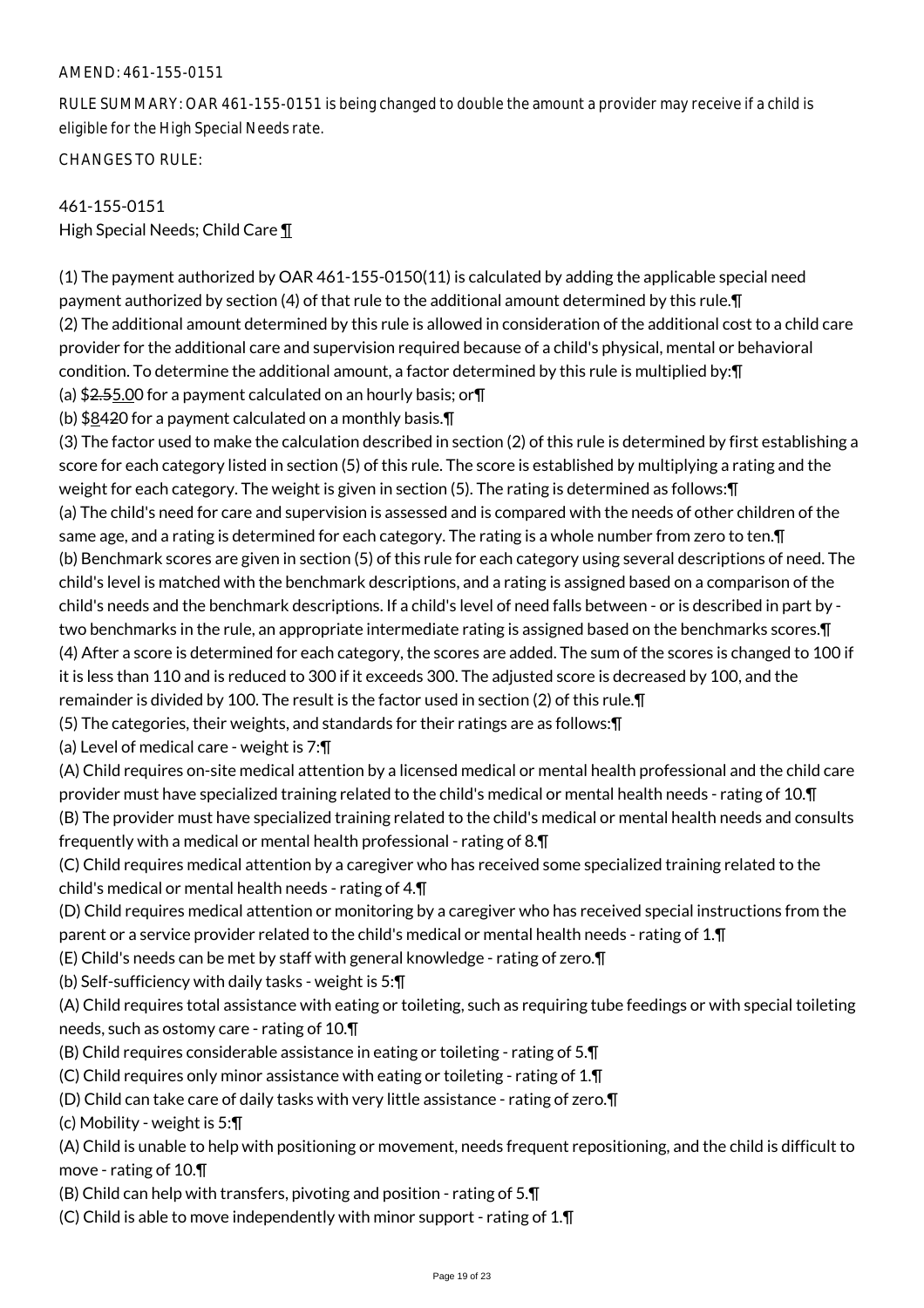AMEND: 461-155-0151

RULE SUMMARY: OAR 461-155-0151 is being changed to double the amount a provider may receive if a child is eligible for the High Special Needs rate.

CHANGES TO RULE:

461-155-0151
High Special Needs; Child Care ¶

(1) The payment authorized by OAR 461-155-0150(11) is calculated by adding the applicable special need payment authorized by section (4) of that rule to the additional amount determined by this rule.¶
(2) The additional amount determined by this rule is allowed in consideration of the additional cost to a child care provider for the additional care and supervision required because of a child's physical, mental or behavioral condition. To determine the additional amount, a factor determined by this rule is multiplied by:¶
(a) $~~2.5~~5.00 for a payment calculated on an hourly basis; or¶
(b) $~~84~~20 for a payment calculated on a monthly basis.¶
(3) The factor used to make the calculation described in section (2) of this rule is determined by first establishing a score for each category listed in section (5) of this rule. The score is established by multiplying a rating and the weight for each category. The weight is given in section (5). The rating is determined as follows:¶
(a) The child's need for care and supervision is assessed and is compared with the needs of other children of the same age, and a rating is determined for each category. The rating is a whole number from zero to ten.¶
(b) Benchmark scores are given in section (5) of this rule for each category using several descriptions of need. The child's level is matched with the benchmark descriptions, and a rating is assigned based on a comparison of the child's needs and the benchmark descriptions. If a child's level of need falls between - or is described in part by - two benchmarks in the rule, an appropriate intermediate rating is assigned based on the benchmarks scores.¶
(4) After a score is determined for each category, the scores are added. The sum of the scores is changed to 100 if it is less than 110 and is reduced to 300 if it exceeds 300. The adjusted score is decreased by 100, and the remainder is divided by 100. The result is the factor used in section (2) of this rule.¶
(5) The categories, their weights, and standards for their ratings are as follows:¶
(a) Level of medical care - weight is 7:¶
(A) Child requires on-site medical attention by a licensed medical or mental health professional and the child care provider must have specialized training related to the child's medical or mental health needs - rating of 10.¶
(B) The provider must have specialized training related to the child's medical or mental health needs and consults frequently with a medical or mental health professional - rating of 8.¶
(C) Child requires medical attention by a caregiver who has received some specialized training related to the child's medical or mental health needs - rating of 4.¶
(D) Child requires medical attention or monitoring by a caregiver who has received special instructions from the parent or a service provider related to the child's medical or mental health needs - rating of 1.¶
(E) Child's needs can be met by staff with general knowledge - rating of zero.¶
(b) Self-sufficiency with daily tasks - weight is 5:¶
(A) Child requires total assistance with eating or toileting, such as requiring tube feedings or with special toileting needs, such as ostomy care - rating of 10.¶
(B) Child requires considerable assistance in eating or toileting - rating of 5.¶
(C) Child requires only minor assistance with eating or toileting - rating of 1.¶
(D) Child can take care of daily tasks with very little assistance - rating of zero.¶
(c) Mobility - weight is 5:¶
(A) Child is unable to help with positioning or movement, needs frequent repositioning, and the child is difficult to move - rating of 10.¶
(B) Child can help with transfers, pivoting and position - rating of 5.¶
(C) Child is able to move independently with minor support - rating of 1.¶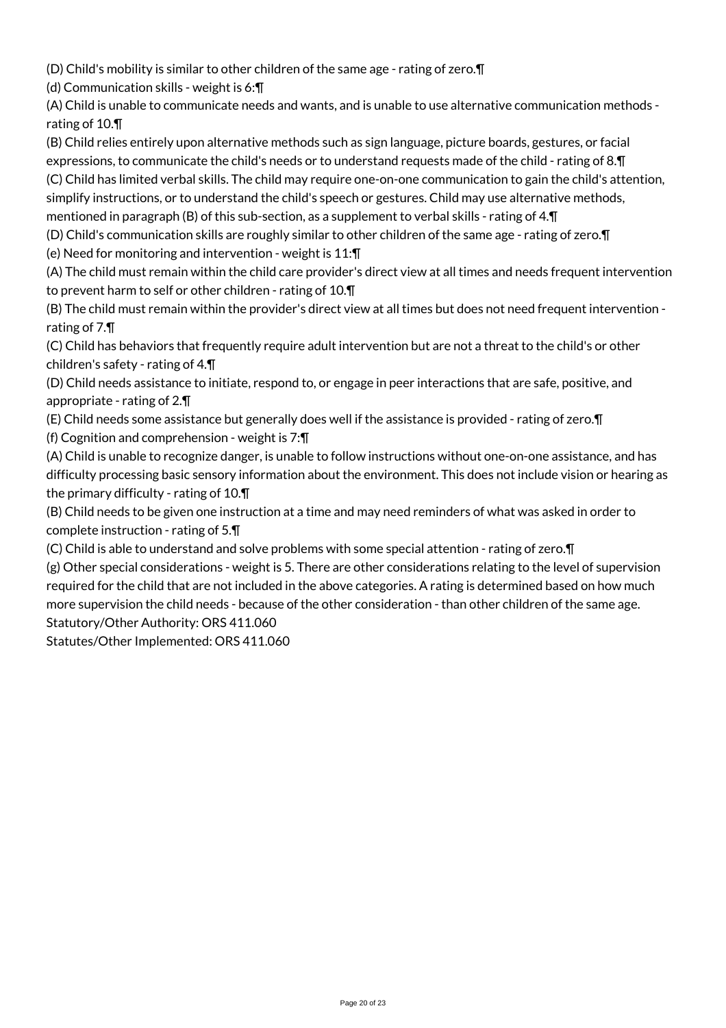(D) Child's mobility is similar to other children of the same age - rating of zero.¶

(d) Communication skills - weight is 6:¶

(A) Child is unable to communicate needs and wants, and is unable to use alternative communication methods - rating of 10.¶

(B) Child relies entirely upon alternative methods such as sign language, picture boards, gestures, or facial expressions, to communicate the child's needs or to understand requests made of the child - rating of 8.¶

(C) Child has limited verbal skills. The child may require one-on-one communication to gain the child's attention, simplify instructions, or to understand the child's speech or gestures. Child may use alternative methods, mentioned in paragraph (B) of this sub-section, as a supplement to verbal skills - rating of 4.¶

(D) Child's communication skills are roughly similar to other children of the same age - rating of zero.¶

(e) Need for monitoring and intervention - weight is 11:¶

(A) The child must remain within the child care provider's direct view at all times and needs frequent intervention to prevent harm to self or other children - rating of 10.¶

(B) The child must remain within the provider's direct view at all times but does not need frequent intervention - rating of 7.¶

(C) Child has behaviors that frequently require adult intervention but are not a threat to the child's or other children's safety - rating of 4.¶

(D) Child needs assistance to initiate, respond to, or engage in peer interactions that are safe, positive, and appropriate - rating of 2.¶

(E) Child needs some assistance but generally does well if the assistance is provided - rating of zero.¶

(f) Cognition and comprehension - weight is 7:¶

(A) Child is unable to recognize danger, is unable to follow instructions without one-on-one assistance, and has difficulty processing basic sensory information about the environment. This does not include vision or hearing as the primary difficulty - rating of 10.¶

(B) Child needs to be given one instruction at a time and may need reminders of what was asked in order to complete instruction - rating of 5.¶

(C) Child is able to understand and solve problems with some special attention - rating of zero.¶

(g) Other special considerations - weight is 5. There are other considerations relating to the level of supervision required for the child that are not included in the above categories. A rating is determined based on how much more supervision the child needs - because of the other consideration - than other children of the same age.

Statutory/Other Authority: ORS 411.060

Statutes/Other Implemented: ORS 411.060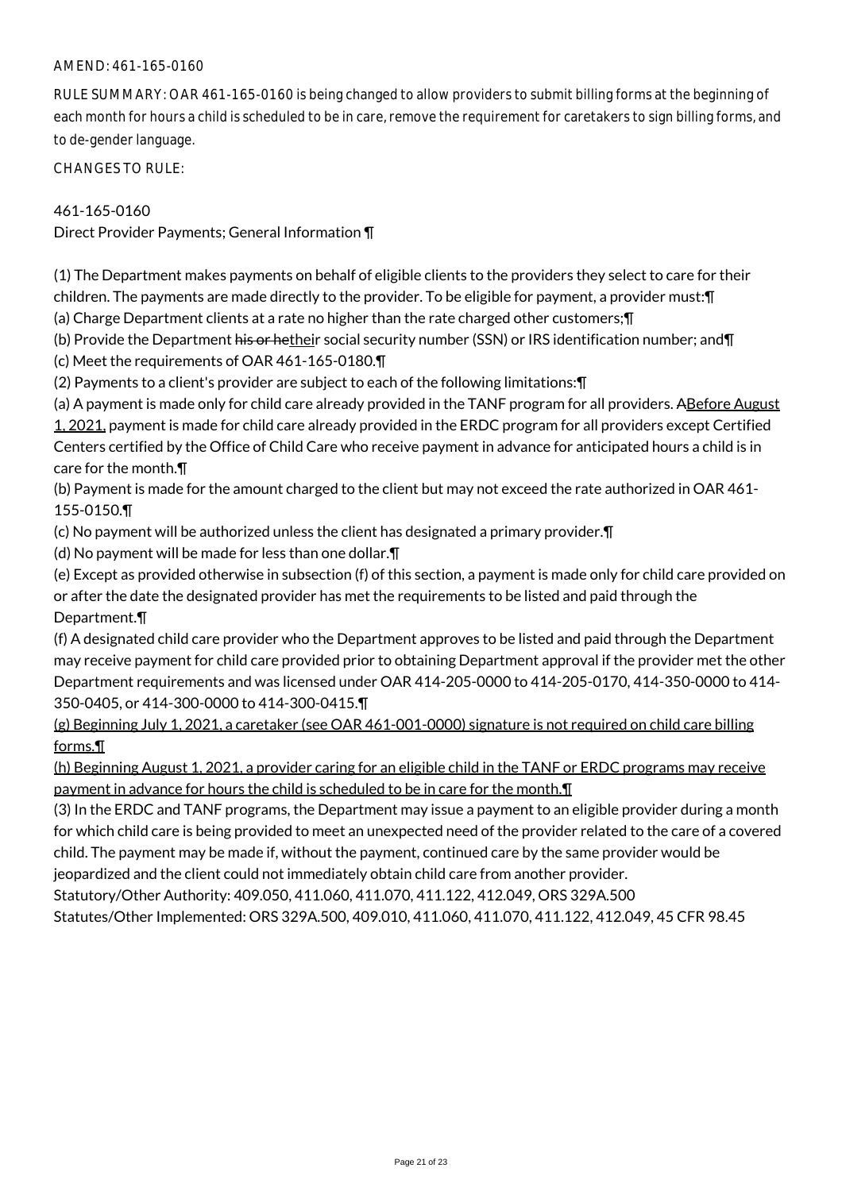AMEND: 461-165-0160

RULE SUMMARY: OAR 461-165-0160 is being changed to allow providers to submit billing forms at the beginning of each month for hours a child is scheduled to be in care, remove the requirement for caretakers to sign billing forms, and to de-gender language.

CHANGES TO RULE:

461-165-0160
Direct Provider Payments; General Information ¶

(1) The Department makes payments on behalf of eligible clients to the providers they select to care for their children. The payments are made directly to the provider. To be eligible for payment, a provider must:¶
(a) Charge Department clients at a rate no higher than the rate charged other customers;¶
(b) Provide the Department ~~his or he~~their social security number (SSN) or IRS identification number; and¶
(c) Meet the requirements of OAR 461-165-0180.¶
(2) Payments to a client's provider are subject to each of the following limitations:¶
(a) A payment is made only for child care already provided in the TANF program for all providers. ~~A~~Before August 1, 2021, payment is made for child care already provided in the ERDC program for all providers except Certified Centers certified by the Office of Child Care who receive payment in advance for anticipated hours a child is in care for the month.¶
(b) Payment is made for the amount charged to the client but may not exceed the rate authorized in OAR 461-155-0150.¶
(c) No payment will be authorized unless the client has designated a primary provider.¶
(d) No payment will be made for less than one dollar.¶
(e) Except as provided otherwise in subsection (f) of this section, a payment is made only for child care provided on or after the date the designated provider has met the requirements to be listed and paid through the Department.¶
(f) A designated child care provider who the Department approves to be listed and paid through the Department may receive payment for child care provided prior to obtaining Department approval if the provider met the other Department requirements and was licensed under OAR 414-205-0000 to 414-205-0170, 414-350-0000 to 414-350-0405, or 414-300-0000 to 414-300-0415.¶
<u>(g) Beginning July 1, 2021, a caretaker (see OAR 461-001-0000) signature is not required on child care billing forms.¶</u>
<u>(h) Beginning August 1, 2021, a provider caring for an eligible child in the TANF or ERDC programs may receive payment in advance for hours the child is scheduled to be in care for the month.¶</u>
(3) In the ERDC and TANF programs, the Department may issue a payment to an eligible provider during a month for which child care is being provided to meet an unexpected need of the provider related to the care of a covered child. The payment may be made if, without the payment, continued care by the same provider would be jeopardized and the client could not immediately obtain child care from another provider.
Statutory/Other Authority: 409.050, 411.060, 411.070, 411.122, 412.049, ORS 329A.500
Statutes/Other Implemented: ORS 329A.500, 409.010, 411.060, 411.070, 411.122, 412.049, 45 CFR 98.45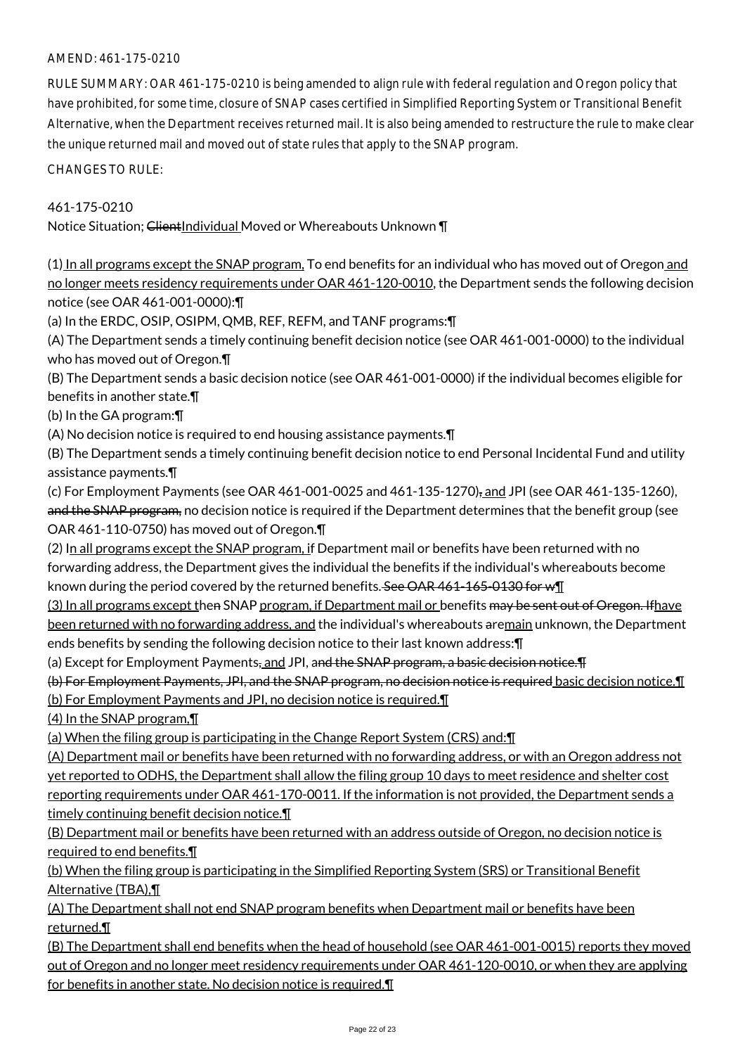AMEND: 461-175-0210

RULE SUMMARY: OAR 461-175-0210 is being amended to align rule with federal regulation and Oregon policy that have prohibited, for some time, closure of SNAP cases certified in Simplified Reporting System or Transitional Benefit Alternative, when the Department receives returned mail. It is also being amended to restructure the rule to make clear the unique returned mail and moved out of state rules that apply to the SNAP program.

CHANGES TO RULE:

461-175-0210

Notice Situation; ~~Client~~Individual Moved or Whereabouts Unknown ¶

(1) In all programs except the SNAP program, To end benefits for an individual who has moved out of Oregon and no longer meets residency requirements under OAR 461-120-0010, the Department sends the following decision notice (see OAR 461-001-0000):¶

(a) In the ERDC, OSIP, OSIPM, QMB, REF, REFM, and TANF programs:¶

(A) The Department sends a timely continuing benefit decision notice (see OAR 461-001-0000) to the individual who has moved out of Oregon.¶

(B) The Department sends a basic decision notice (see OAR 461-001-0000) if the individual becomes eligible for benefits in another state.¶

(b) In the GA program:¶

(A) No decision notice is required to end housing assistance payments.¶

(B) The Department sends a timely continuing benefit decision notice to end Personal Incidental Fund and utility assistance payments.¶

(c) For Employment Payments (see OAR 461-001-0025 and 461-135-1270)~~,~~ and JPI (see OAR 461-135-1260), ~~and the SNAP program,~~ no decision notice is required if the Department determines that the benefit group (see OAR 461-110-0750) has moved out of Oregon.¶

(2) In all programs except the SNAP program, if Department mail or benefits have been returned with no forwarding address, the Department gives the individual the benefits if the individual's whereabouts become known during the period covered by the returned benefits. ~~See OAR 461-165-0130 for w~~¶

(3) In all programs except the~~n~~ SNAP program, if Department mail or benefits ~~may be sent out of Oregon. If~~have been returned with no forwarding address, and the individual's whereabouts ~~are~~main unknown, the Department ends benefits by sending the following decision notice to their last known address:¶

(a) Except for Employment Payments~~,~~ and JPI, ~~and the SNAP program, a basic decision notice.¶~~

~~(b) For Employment Payments, JPI, and the SNAP program, no decision notice is required~~ basic decision notice.¶

(b) For Employment Payments and JPI, no decision notice is required.¶

(4) In the SNAP program,¶

(a) When the filing group is participating in the Change Report System (CRS) and:¶

(A) Department mail or benefits have been returned with no forwarding address, or with an Oregon address not yet reported to ODHS, the Department shall allow the filing group 10 days to meet residence and shelter cost reporting requirements under OAR 461-170-0011. If the information is not provided, the Department sends a timely continuing benefit decision notice.¶

(B) Department mail or benefits have been returned with an address outside of Oregon, no decision notice is required to end benefits.¶

(b) When the filing group is participating in the Simplified Reporting System (SRS) or Transitional Benefit Alternative (TBA),¶

(A) The Department shall not end SNAP program benefits when Department mail or benefits have been returned.¶

(B) The Department shall end benefits when the head of household (see OAR 461-001-0015) reports they moved out of Oregon and no longer meet residency requirements under OAR 461-120-0010, or when they are applying for benefits in another state. No decision notice is required.¶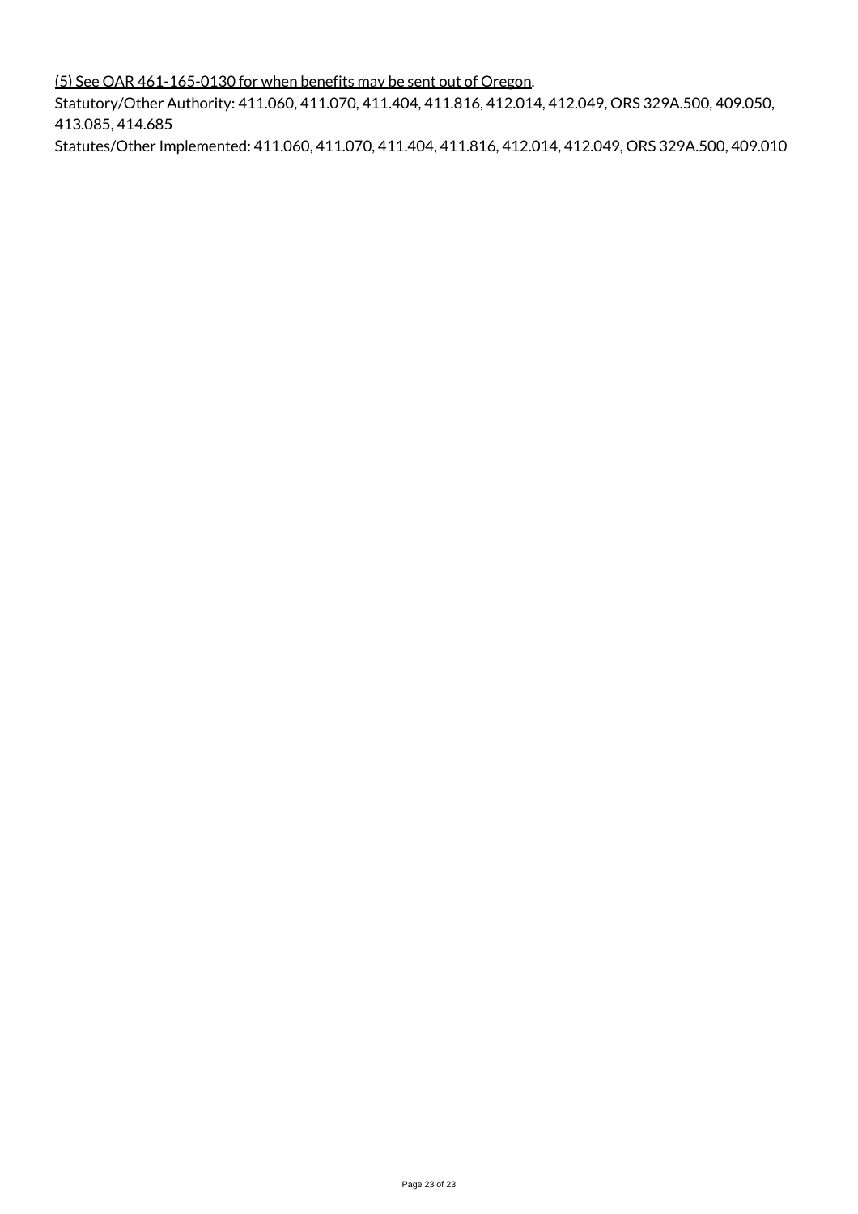(5) See OAR 461-165-0130 for when benefits may be sent out of Oregon.

Statutory/Other Authority: 411.060, 411.070, 411.404, 411.816, 412.014, 412.049, ORS 329A.500, 409.050, 413.085, 414.685

Statutes/Other Implemented: 411.060, 411.070, 411.404, 411.816, 412.014, 412.049, ORS 329A.500, 409.010